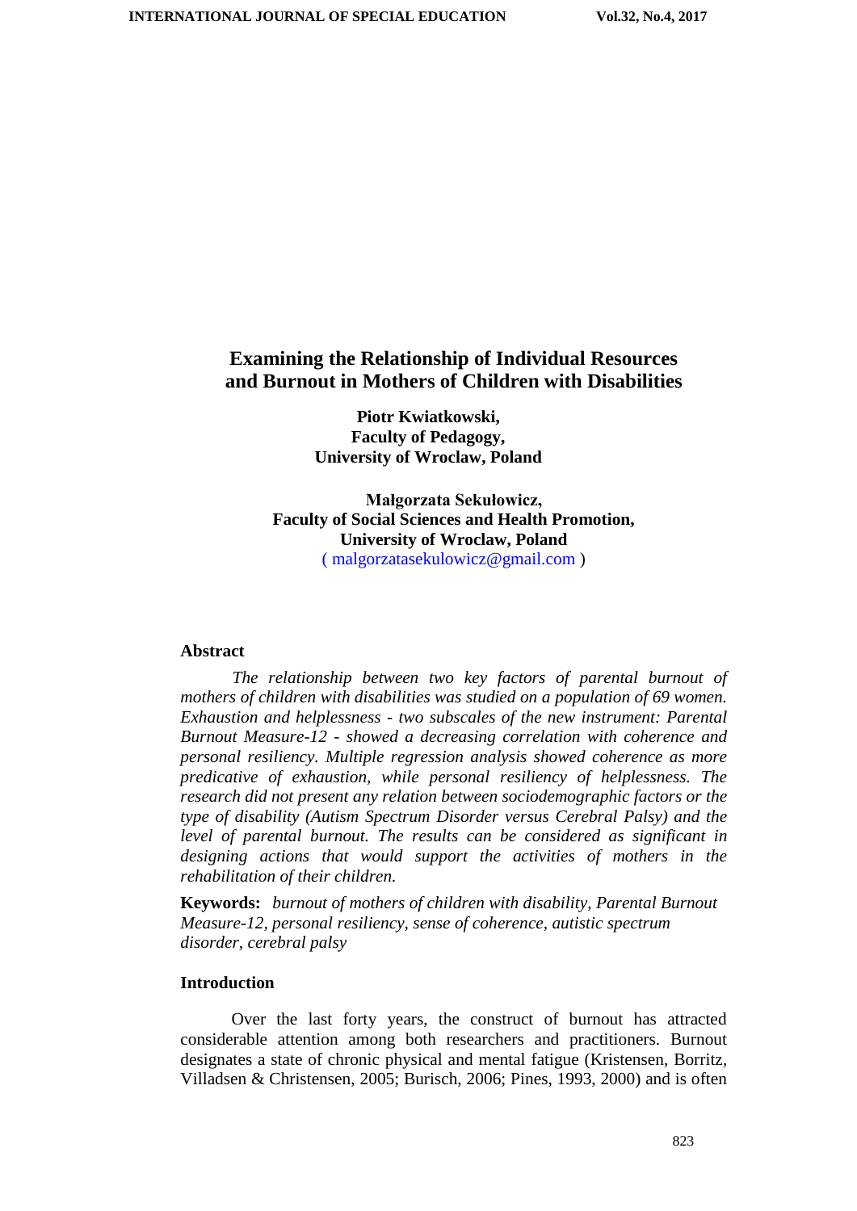# Examining the Relationship of Individual Resources and Burnout in Mothers of Children with Disabilities

**Piotr Kwiatkowski,**
**Faculty of Pedagogy,**
**University of Wroclaw, Poland**

**Małgorzata Sekułowicz,**
**Faculty of Social Sciences and Health Promotion,**
**University of Wroclaw, Poland**
( malgorzatasekulowicz@gmail.com )

## Abstract

*The relationship between two key factors of parental burnout of mothers of children with disabilities was studied on a population of 69 women. Exhaustion and helplessness - two subscales of the new instrument: Parental Burnout Measure-12 - showed a decreasing correlation with coherence and personal resiliency. Multiple regression analysis showed coherence as more predicative of exhaustion, while personal resiliency of helplessness. The research did not present any relation between sociodemographic factors or the type of disability (Autism Spectrum Disorder versus Cerebral Palsy) and the level of parental burnout. The results can be considered as significant in designing actions that would support the activities of mothers in the rehabilitation of their children.*

**Keywords:** *burnout of mothers of children with disability, Parental Burnout Measure-12, personal resiliency, sense of coherence, autistic spectrum disorder, cerebral palsy*

## Introduction

Over the last forty years, the construct of burnout has attracted considerable attention among both researchers and practitioners. Burnout designates a state of chronic physical and mental fatigue (Kristensen, Borritz, Villadsen & Christensen, 2005; Burisch, 2006; Pines, 1993, 2000) and is often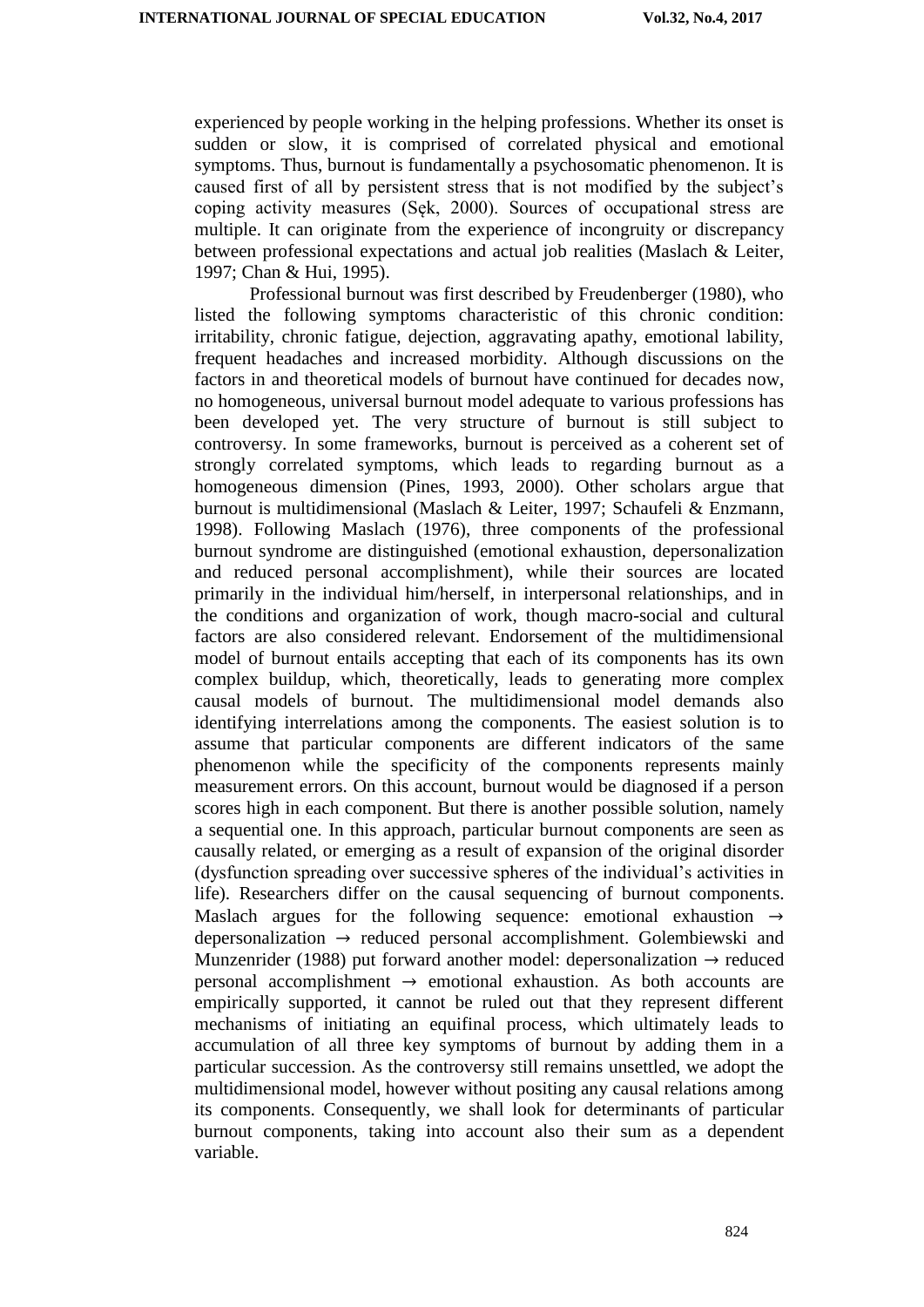experienced by people working in the helping professions. Whether its onset is sudden or slow, it is comprised of correlated physical and emotional symptoms. Thus, burnout is fundamentally a psychosomatic phenomenon. It is caused first of all by persistent stress that is not modified by the subject's coping activity measures (Sęk, 2000). Sources of occupational stress are multiple. It can originate from the experience of incongruity or discrepancy between professional expectations and actual job realities (Maslach & Leiter, 1997; Chan & Hui, 1995).

Professional burnout was first described by Freudenberger (1980), who listed the following symptoms characteristic of this chronic condition: irritability, chronic fatigue, dejection, aggravating apathy, emotional lability, frequent headaches and increased morbidity. Although discussions on the factors in and theoretical models of burnout have continued for decades now, no homogeneous, universal burnout model adequate to various professions has been developed yet. The very structure of burnout is still subject to controversy. In some frameworks, burnout is perceived as a coherent set of strongly correlated symptoms, which leads to regarding burnout as a homogeneous dimension (Pines, 1993, 2000). Other scholars argue that burnout is multidimensional (Maslach & Leiter, 1997; Schaufeli & Enzmann, 1998). Following Maslach (1976), three components of the professional burnout syndrome are distinguished (emotional exhaustion, depersonalization and reduced personal accomplishment), while their sources are located primarily in the individual him/herself, in interpersonal relationships, and in the conditions and organization of work, though macro-social and cultural factors are also considered relevant. Endorsement of the multidimensional model of burnout entails accepting that each of its components has its own complex buildup, which, theoretically, leads to generating more complex causal models of burnout. The multidimensional model demands also identifying interrelations among the components. The easiest solution is to assume that particular components are different indicators of the same phenomenon while the specificity of the components represents mainly measurement errors. On this account, burnout would be diagnosed if a person scores high in each component. But there is another possible solution, namely a sequential one. In this approach, particular burnout components are seen as causally related, or emerging as a result of expansion of the original disorder (dysfunction spreading over successive spheres of the individual's activities in life). Researchers differ on the causal sequencing of burnout components. Maslach argues for the following sequence: emotional exhaustion → depersonalization → reduced personal accomplishment. Golembiewski and Munzenrider (1988) put forward another model: depersonalization → reduced personal accomplishment → emotional exhaustion. As both accounts are empirically supported, it cannot be ruled out that they represent different mechanisms of initiating an equifinal process, which ultimately leads to accumulation of all three key symptoms of burnout by adding them in a particular succession. As the controversy still remains unsettled, we adopt the multidimensional model, however without positing any causal relations among its components. Consequently, we shall look for determinants of particular burnout components, taking into account also their sum as a dependent variable.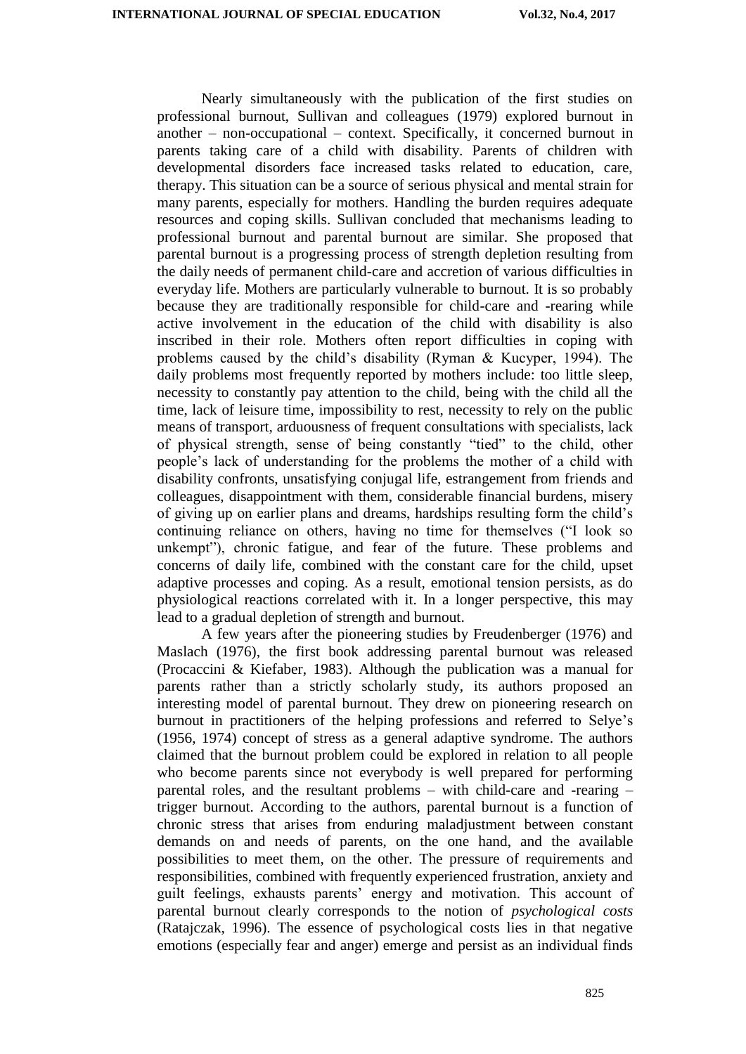Nearly simultaneously with the publication of the first studies on professional burnout, Sullivan and colleagues (1979) explored burnout in another – non-occupational – context. Specifically, it concerned burnout in parents taking care of a child with disability. Parents of children with developmental disorders face increased tasks related to education, care, therapy. This situation can be a source of serious physical and mental strain for many parents, especially for mothers. Handling the burden requires adequate resources and coping skills. Sullivan concluded that mechanisms leading to professional burnout and parental burnout are similar. She proposed that parental burnout is a progressing process of strength depletion resulting from the daily needs of permanent child-care and accretion of various difficulties in everyday life. Mothers are particularly vulnerable to burnout. It is so probably because they are traditionally responsible for child-care and -rearing while active involvement in the education of the child with disability is also inscribed in their role. Mothers often report difficulties in coping with problems caused by the child's disability (Ryman & Kucyper, 1994). The daily problems most frequently reported by mothers include: too little sleep, necessity to constantly pay attention to the child, being with the child all the time, lack of leisure time, impossibility to rest, necessity to rely on the public means of transport, arduousness of frequent consultations with specialists, lack of physical strength, sense of being constantly "tied" to the child, other people's lack of understanding for the problems the mother of a child with disability confronts, unsatisfying conjugal life, estrangement from friends and colleagues, disappointment with them, considerable financial burdens, misery of giving up on earlier plans and dreams, hardships resulting form the child's continuing reliance on others, having no time for themselves ("I look so unkempt"), chronic fatigue, and fear of the future. These problems and concerns of daily life, combined with the constant care for the child, upset adaptive processes and coping. As a result, emotional tension persists, as do physiological reactions correlated with it. In a longer perspective, this may lead to a gradual depletion of strength and burnout.

A few years after the pioneering studies by Freudenberger (1976) and Maslach (1976), the first book addressing parental burnout was released (Procaccini & Kiefaber, 1983). Although the publication was a manual for parents rather than a strictly scholarly study, its authors proposed an interesting model of parental burnout. They drew on pioneering research on burnout in practitioners of the helping professions and referred to Selye's (1956, 1974) concept of stress as a general adaptive syndrome. The authors claimed that the burnout problem could be explored in relation to all people who become parents since not everybody is well prepared for performing parental roles, and the resultant problems – with child-care and -rearing – trigger burnout. According to the authors, parental burnout is a function of chronic stress that arises from enduring maladjustment between constant demands on and needs of parents, on the one hand, and the available possibilities to meet them, on the other. The pressure of requirements and responsibilities, combined with frequently experienced frustration, anxiety and guilt feelings, exhausts parents' energy and motivation. This account of parental burnout clearly corresponds to the notion of *psychological costs* (Ratajczak, 1996). The essence of psychological costs lies in that negative emotions (especially fear and anger) emerge and persist as an individual finds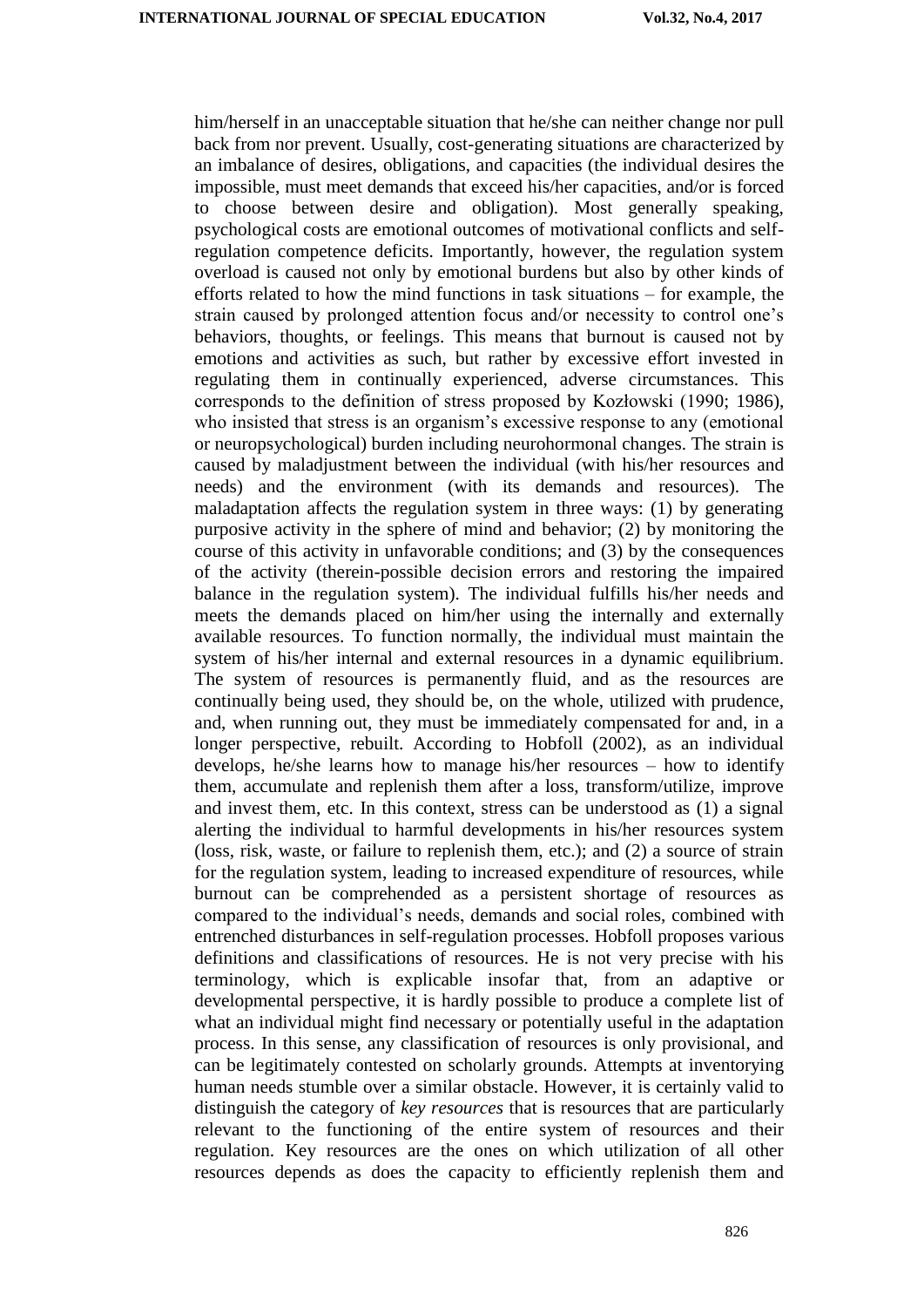him/herself in an unacceptable situation that he/she can neither change nor pull back from nor prevent. Usually, cost-generating situations are characterized by an imbalance of desires, obligations, and capacities (the individual desires the impossible, must meet demands that exceed his/her capacities, and/or is forced to choose between desire and obligation). Most generally speaking, psychological costs are emotional outcomes of motivational conflicts and self-regulation competence deficits. Importantly, however, the regulation system overload is caused not only by emotional burdens but also by other kinds of efforts related to how the mind functions in task situations – for example, the strain caused by prolonged attention focus and/or necessity to control one's behaviors, thoughts, or feelings. This means that burnout is caused not by emotions and activities as such, but rather by excessive effort invested in regulating them in continually experienced, adverse circumstances. This corresponds to the definition of stress proposed by Kozłowski (1990; 1986), who insisted that stress is an organism's excessive response to any (emotional or neuropsychological) burden including neurohormonal changes. The strain is caused by maladjustment between the individual (with his/her resources and needs) and the environment (with its demands and resources). The maladaptation affects the regulation system in three ways: (1) by generating purposive activity in the sphere of mind and behavior; (2) by monitoring the course of this activity in unfavorable conditions; and (3) by the consequences of the activity (therein-possible decision errors and restoring the impaired balance in the regulation system). The individual fulfills his/her needs and meets the demands placed on him/her using the internally and externally available resources. To function normally, the individual must maintain the system of his/her internal and external resources in a dynamic equilibrium. The system of resources is permanently fluid, and as the resources are continually being used, they should be, on the whole, utilized with prudence, and, when running out, they must be immediately compensated for and, in a longer perspective, rebuilt. According to Hobfoll (2002), as an individual develops, he/she learns how to manage his/her resources – how to identify them, accumulate and replenish them after a loss, transform/utilize, improve and invest them, etc. In this context, stress can be understood as (1) a signal alerting the individual to harmful developments in his/her resources system (loss, risk, waste, or failure to replenish them, etc.); and (2) a source of strain for the regulation system, leading to increased expenditure of resources, while burnout can be comprehended as a persistent shortage of resources as compared to the individual's needs, demands and social roles, combined with entrenched disturbances in self-regulation processes. Hobfoll proposes various definitions and classifications of resources. He is not very precise with his terminology, which is explicable insofar that, from an adaptive or developmental perspective, it is hardly possible to produce a complete list of what an individual might find necessary or potentially useful in the adaptation process. In this sense, any classification of resources is only provisional, and can be legitimately contested on scholarly grounds. Attempts at inventorying human needs stumble over a similar obstacle. However, it is certainly valid to distinguish the category of *key resources* that is resources that are particularly relevant to the functioning of the entire system of resources and their regulation. Key resources are the ones on which utilization of all other resources depends as does the capacity to efficiently replenish them and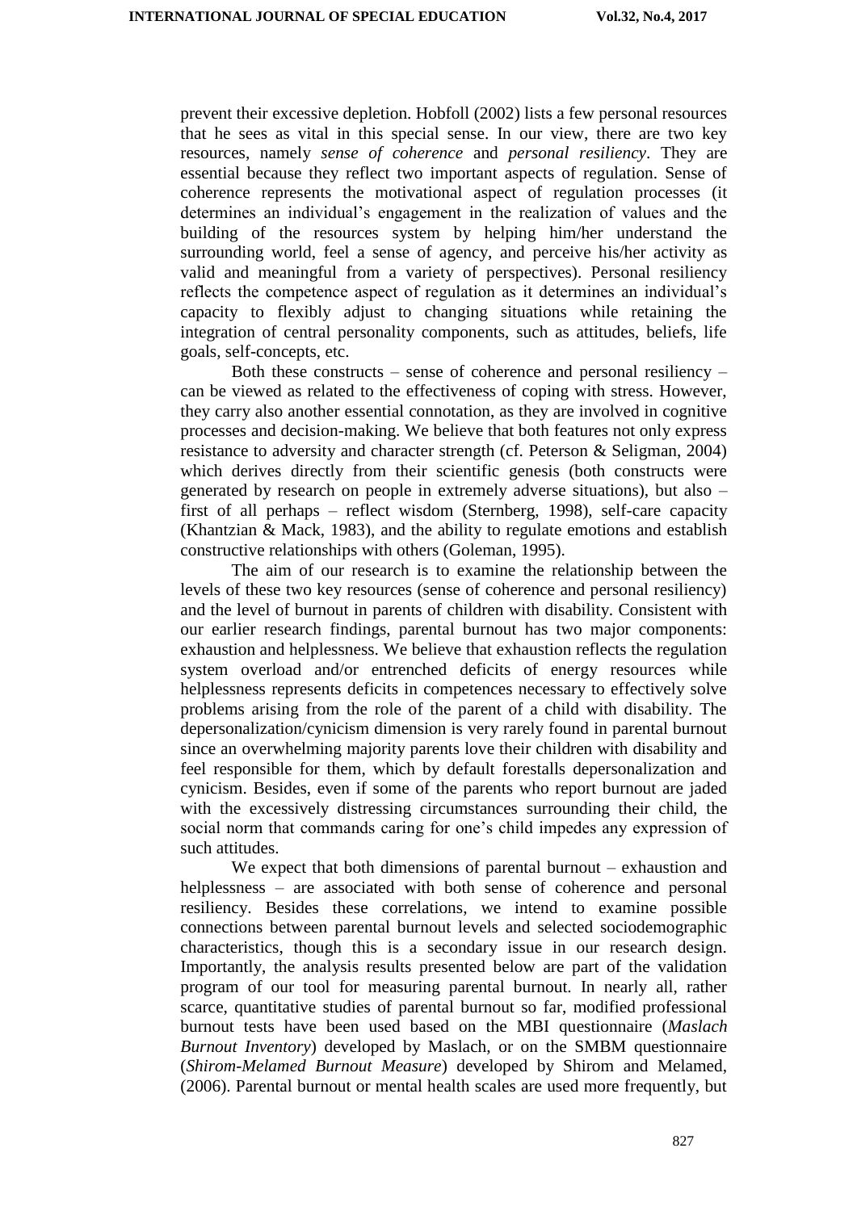prevent their excessive depletion. Hobfoll (2002) lists a few personal resources that he sees as vital in this special sense. In our view, there are two key resources, namely *sense of coherence* and *personal resiliency*. They are essential because they reflect two important aspects of regulation. Sense of coherence represents the motivational aspect of regulation processes (it determines an individual's engagement in the realization of values and the building of the resources system by helping him/her understand the surrounding world, feel a sense of agency, and perceive his/her activity as valid and meaningful from a variety of perspectives). Personal resiliency reflects the competence aspect of regulation as it determines an individual's capacity to flexibly adjust to changing situations while retaining the integration of central personality components, such as attitudes, beliefs, life goals, self-concepts, etc.

Both these constructs – sense of coherence and personal resiliency – can be viewed as related to the effectiveness of coping with stress. However, they carry also another essential connotation, as they are involved in cognitive processes and decision-making. We believe that both features not only express resistance to adversity and character strength (cf. Peterson & Seligman, 2004) which derives directly from their scientific genesis (both constructs were generated by research on people in extremely adverse situations), but also – first of all perhaps – reflect wisdom (Sternberg, 1998), self-care capacity (Khantzian & Mack, 1983), and the ability to regulate emotions and establish constructive relationships with others (Goleman, 1995).

The aim of our research is to examine the relationship between the levels of these two key resources (sense of coherence and personal resiliency) and the level of burnout in parents of children with disability. Consistent with our earlier research findings, parental burnout has two major components: exhaustion and helplessness. We believe that exhaustion reflects the regulation system overload and/or entrenched deficits of energy resources while helplessness represents deficits in competences necessary to effectively solve problems arising from the role of the parent of a child with disability. The depersonalization/cynicism dimension is very rarely found in parental burnout since an overwhelming majority parents love their children with disability and feel responsible for them, which by default forestalls depersonalization and cynicism. Besides, even if some of the parents who report burnout are jaded with the excessively distressing circumstances surrounding their child, the social norm that commands caring for one's child impedes any expression of such attitudes.

We expect that both dimensions of parental burnout – exhaustion and helplessness – are associated with both sense of coherence and personal resiliency. Besides these correlations, we intend to examine possible connections between parental burnout levels and selected sociodemographic characteristics, though this is a secondary issue in our research design. Importantly, the analysis results presented below are part of the validation program of our tool for measuring parental burnout. In nearly all, rather scarce, quantitative studies of parental burnout so far, modified professional burnout tests have been used based on the MBI questionnaire (*Maslach Burnout Inventory*) developed by Maslach, or on the SMBM questionnaire (*Shirom-Melamed Burnout Measure*) developed by Shirom and Melamed, (2006). Parental burnout or mental health scales are used more frequently, but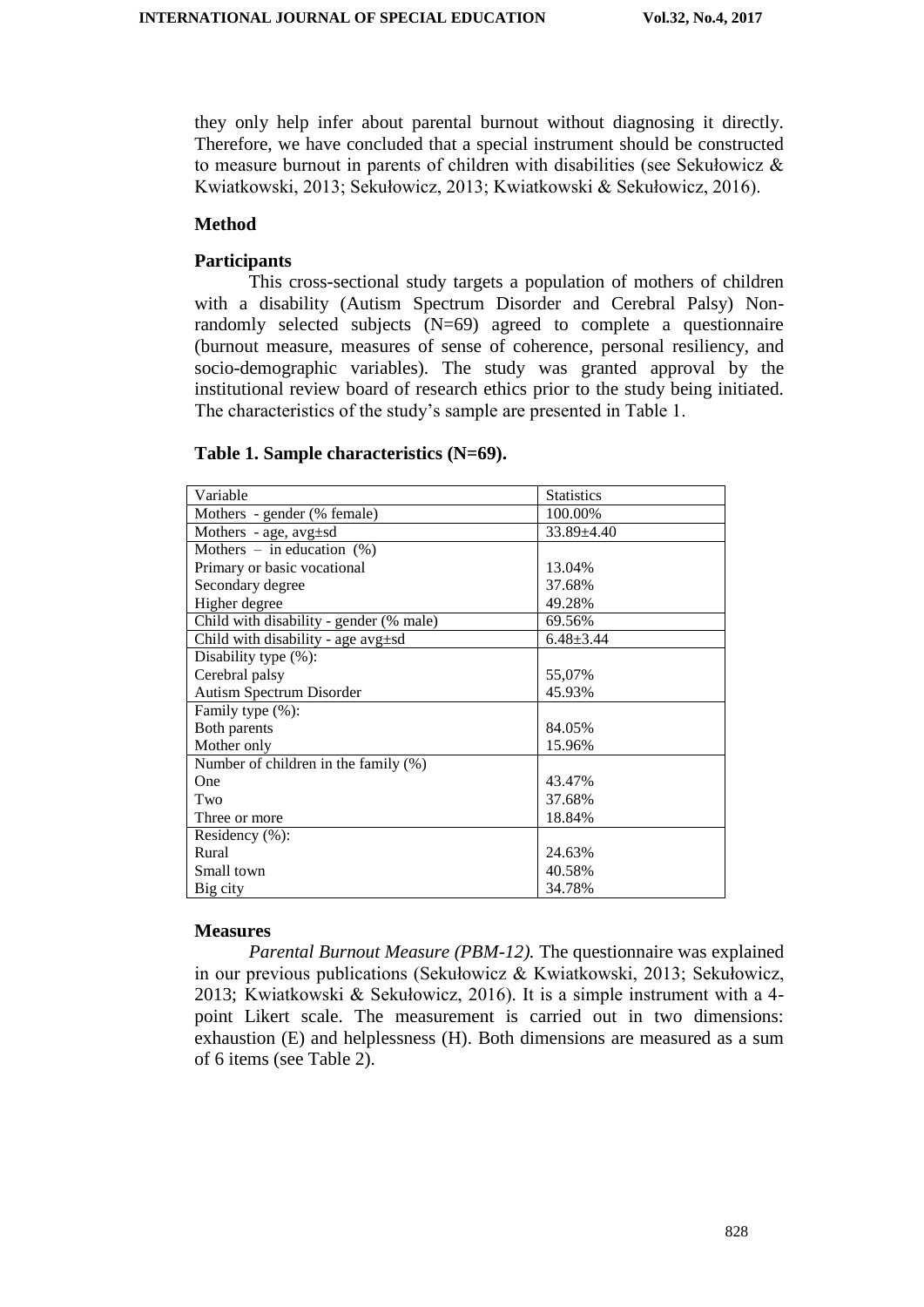they only help infer about parental burnout without diagnosing it directly. Therefore, we have concluded that a special instrument should be constructed to measure burnout in parents of children with disabilities (see Sekułowicz & Kwiatkowski, 2013; Sekułowicz, 2013; Kwiatkowski & Sekułowicz, 2016).

## Method

### Participants

This cross-sectional study targets a population of mothers of children with a disability (Autism Spectrum Disorder and Cerebral Palsy) Non-randomly selected subjects (N=69) agreed to complete a questionnaire (burnout measure, measures of sense of coherence, personal resiliency, and socio-demographic variables). The study was granted approval by the institutional review board of research ethics prior to the study being initiated. The characteristics of the study's sample are presented in Table 1.

**Table 1. Sample characteristics (N=69).**

| Variable | Statistics |
|---|---|
| Mothers - gender (% female) | 100.00% |
| Mothers - age, avg±sd | 33.89±4.40 |
| Mothers – in education (%) | |
| Primary or basic vocational | 13.04% |
| Secondary degree | 37.68% |
| Higher degree | 49.28% |
| Child with disability - gender (% male) | 69.56% |
| Child with disability - age avg±sd | 6.48±3.44 |
| Disability type (%): | |
| Cerebral palsy | 55,07% |
| Autism Spectrum Disorder | 45.93% |
| Family type (%): | |
| Both parents | 84.05% |
| Mother only | 15.96% |
| Number of children in the family (%) | |
| One | 43.47% |
| Two | 37.68% |
| Three or more | 18.84% |
| Residency (%): | |
| Rural | 24.63% |
| Small town | 40.58% |
| Big city | 34.78% |

### Measures

*Parental Burnout Measure (PBM-12).* The questionnaire was explained in our previous publications (Sekułowicz & Kwiatkowski, 2013; Sekułowicz, 2013; Kwiatkowski & Sekułowicz, 2016). It is a simple instrument with a 4-point Likert scale. The measurement is carried out in two dimensions: exhaustion (E) and helplessness (H). Both dimensions are measured as a sum of 6 items (see Table 2).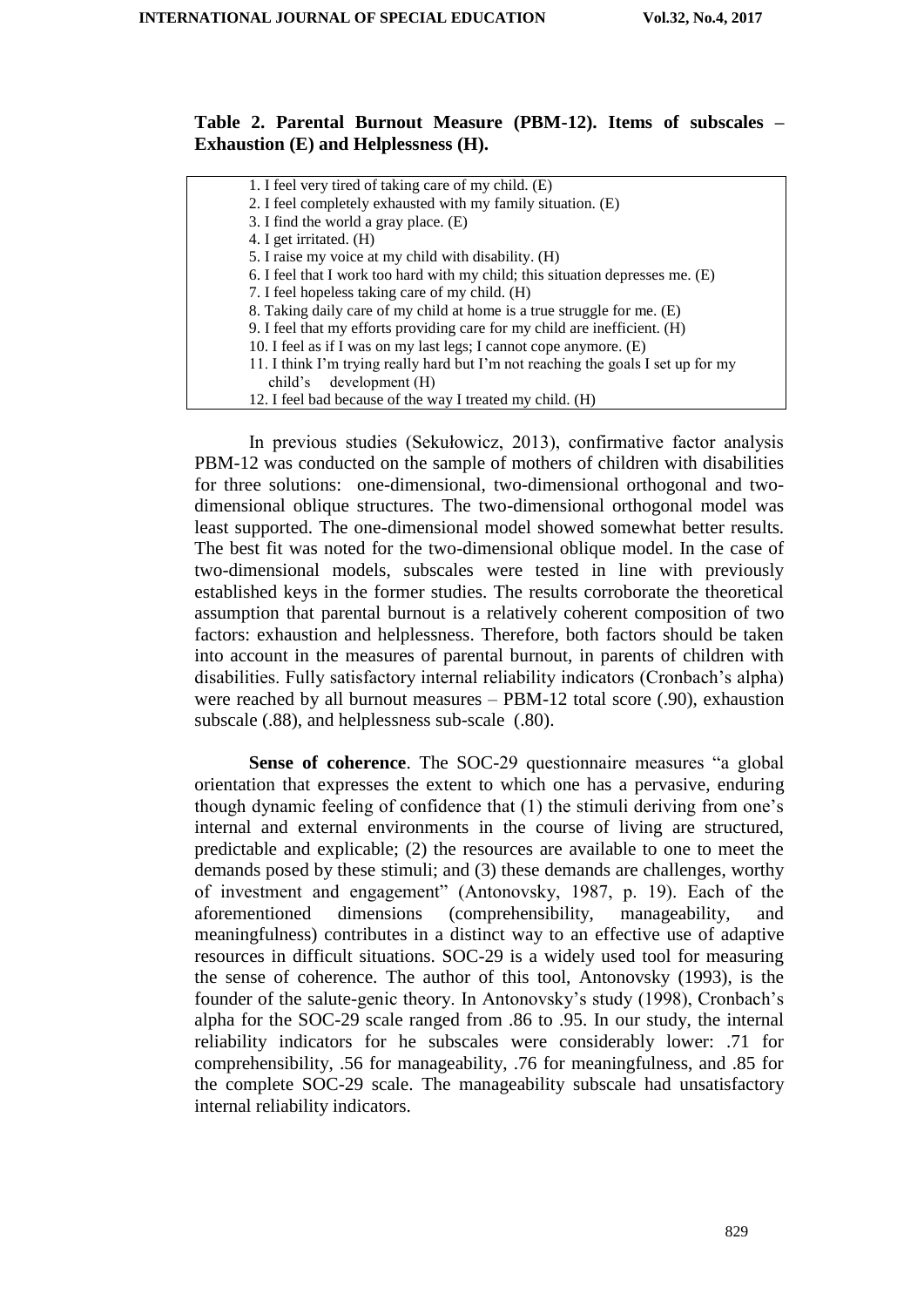**Table 2. Parental Burnout Measure (PBM-12). Items of subscales – Exhaustion (E) and Helplessness (H).**

| |
|---|
| 1. I feel very tired of taking care of my child. (E) |
| 2. I feel completely exhausted with my family situation. (E) |
| 3. I find the world a gray place. (E) |
| 4. I get irritated. (H) |
| 5. I raise my voice at my child with disability. (H) |
| 6. I feel that I work too hard with my child; this situation depresses me. (E) |
| 7. I feel hopeless taking care of my child. (H) |
| 8. Taking daily care of my child at home is a true struggle for me. (E) |
| 9. I feel that my efforts providing care for my child are inefficient. (H) |
| 10. I feel as if I was on my last legs; I cannot cope anymore. (E) |
| 11. I think I'm trying really hard but I'm not reaching the goals I set up for my child's development (H) |
| 12. I feel bad because of the way I treated my child. (H) |

In previous studies (Sekułowicz, 2013), confirmative factor analysis PBM-12 was conducted on the sample of mothers of children with disabilities for three solutions: one-dimensional, two-dimensional orthogonal and two-dimensional oblique structures. The two-dimensional orthogonal model was least supported. The one-dimensional model showed somewhat better results. The best fit was noted for the two-dimensional oblique model. In the case of two-dimensional models, subscales were tested in line with previously established keys in the former studies. The results corroborate the theoretical assumption that parental burnout is a relatively coherent composition of two factors: exhaustion and helplessness. Therefore, both factors should be taken into account in the measures of parental burnout, in parents of children with disabilities. Fully satisfactory internal reliability indicators (Cronbach's alpha) were reached by all burnout measures – PBM-12 total score (.90), exhaustion subscale (.88), and helplessness sub-scale (.80).

**Sense of coherence**. The SOC-29 questionnaire measures "a global orientation that expresses the extent to which one has a pervasive, enduring though dynamic feeling of confidence that (1) the stimuli deriving from one's internal and external environments in the course of living are structured, predictable and explicable; (2) the resources are available to one to meet the demands posed by these stimuli; and (3) these demands are challenges, worthy of investment and engagement" (Antonovsky, 1987, p. 19). Each of the aforementioned dimensions (comprehensibility, manageability, and meaningfulness) contributes in a distinct way to an effective use of adaptive resources in difficult situations. SOC-29 is a widely used tool for measuring the sense of coherence. The author of this tool, Antonovsky (1993), is the founder of the salute-genic theory. In Antonovsky's study (1998), Cronbach's alpha for the SOC-29 scale ranged from .86 to .95. In our study, the internal reliability indicators for he subscales were considerably lower: .71 for comprehensibility, .56 for manageability, .76 for meaningfulness, and .85 for the complete SOC-29 scale. The manageability subscale had unsatisfactory internal reliability indicators.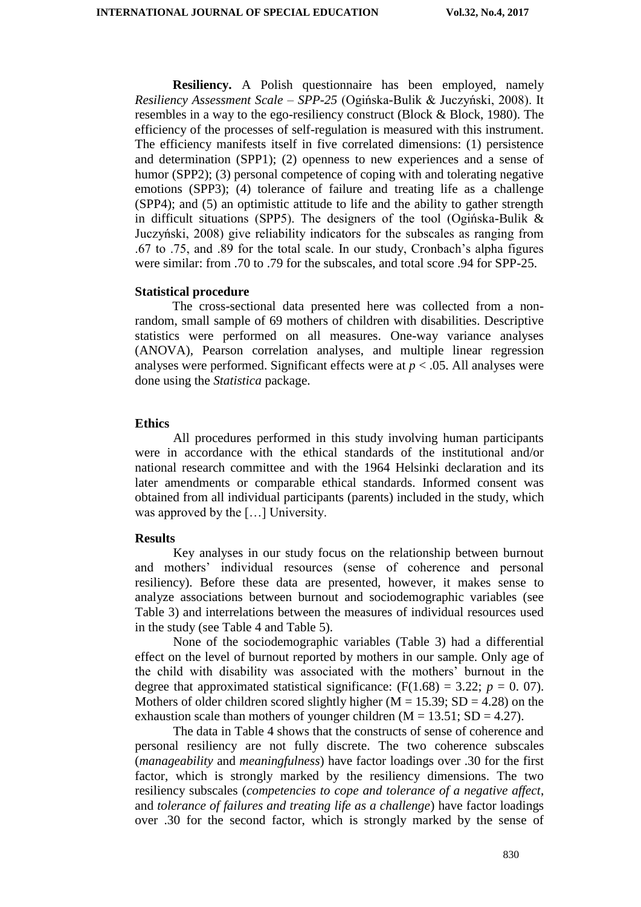**Resiliency.** A Polish questionnaire has been employed, namely *Resiliency Assessment Scale – SPP-25* (Ogińska-Bulik & Juczyński, 2008). It resembles in a way to the ego-resiliency construct (Block & Block, 1980). The efficiency of the processes of self-regulation is measured with this instrument. The efficiency manifests itself in five correlated dimensions: (1) persistence and determination (SPP1); (2) openness to new experiences and a sense of humor (SPP2); (3) personal competence of coping with and tolerating negative emotions (SPP3); (4) tolerance of failure and treating life as a challenge (SPP4); and (5) an optimistic attitude to life and the ability to gather strength in difficult situations (SPP5). The designers of the tool (Ogińska-Bulik & Juczyński, 2008) give reliability indicators for the subscales as ranging from .67 to .75, and .89 for the total scale. In our study, Cronbach's alpha figures were similar: from .70 to .79 for the subscales, and total score .94 for SPP-25.

### Statistical procedure

The cross-sectional data presented here was collected from a non-random, small sample of 69 mothers of children with disabilities. Descriptive statistics were performed on all measures. One-way variance analyses (ANOVA), Pearson correlation analyses, and multiple linear regression analyses were performed. Significant effects were at $p < .05$. All analyses were done using the *Statistica* package.

### Ethics

All procedures performed in this study involving human participants were in accordance with the ethical standards of the institutional and/or national research committee and with the 1964 Helsinki declaration and its later amendments or comparable ethical standards. Informed consent was obtained from all individual participants (parents) included in the study, which was approved by the […] University.

### Results

Key analyses in our study focus on the relationship between burnout and mothers' individual resources (sense of coherence and personal resiliency). Before these data are presented, however, it makes sense to analyze associations between burnout and sociodemographic variables (see Table 3) and interrelations between the measures of individual resources used in the study (see Table 4 and Table 5).

None of the sociodemographic variables (Table 3) had a differential effect on the level of burnout reported by mothers in our sample. Only age of the child with disability was associated with the mothers' burnout in the degree that approximated statistical significance: ($F(1.68) = 3.22$; $p = 0.07$). Mothers of older children scored slightly higher ($M = 15.39$; $SD = 4.28$) on the exhaustion scale than mothers of younger children ($M = 13.51$; $SD = 4.27$).

The data in Table 4 shows that the constructs of sense of coherence and personal resiliency are not fully discrete. The two coherence subscales (*manageability* and *meaningfulness*) have factor loadings over .30 for the first factor, which is strongly marked by the resiliency dimensions. The two resiliency subscales (*competencies to cope and tolerance of a negative affect*, and *tolerance of failures and treating life as a challenge*) have factor loadings over .30 for the second factor, which is strongly marked by the sense of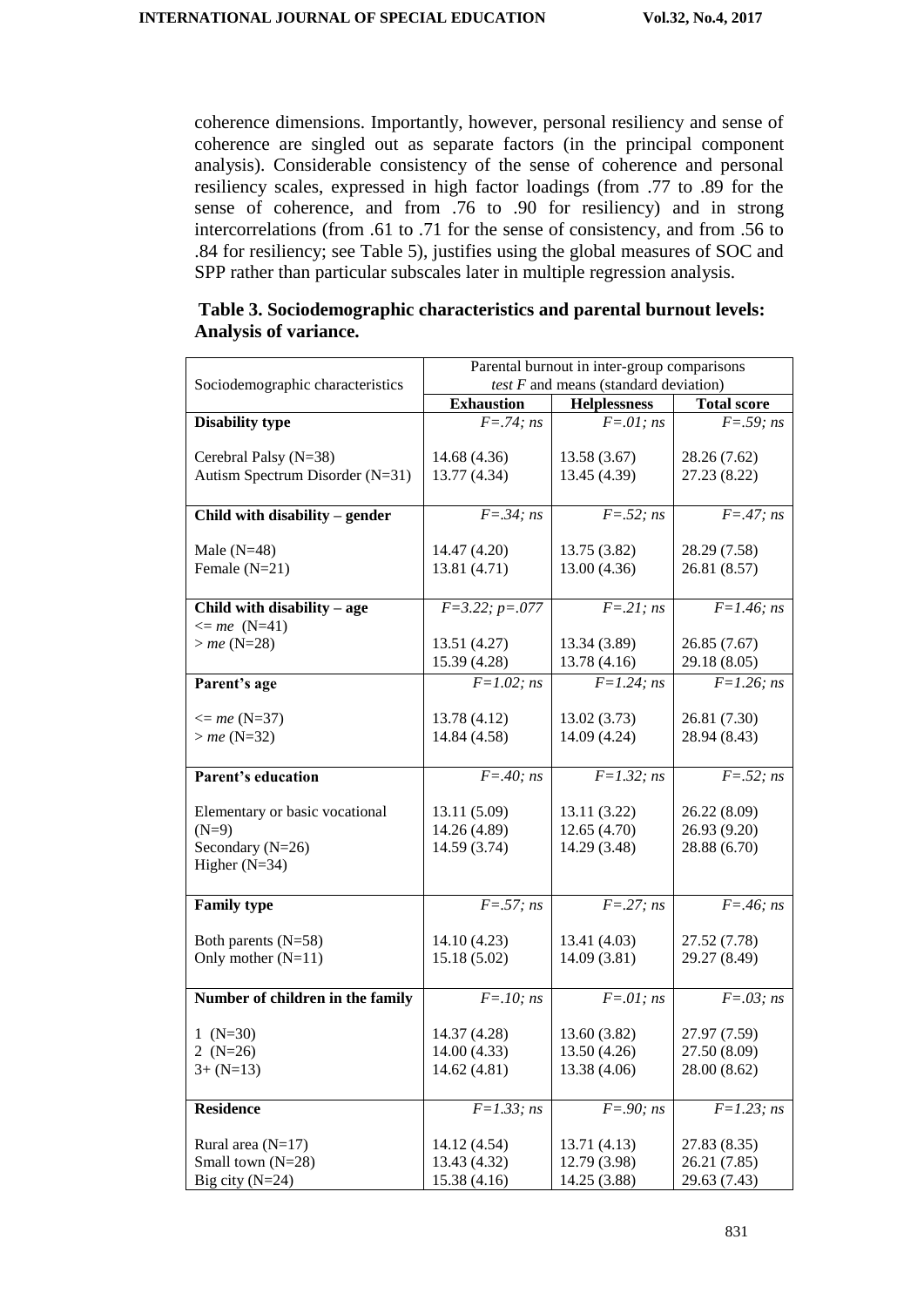coherence dimensions. Importantly, however, personal resiliency and sense of coherence are singled out as separate factors (in the principal component analysis). Considerable consistency of the sense of coherence and personal resiliency scales, expressed in high factor loadings (from .77 to .89 for the sense of coherence, and from .76 to .90 for resiliency) and in strong intercorrelations (from .61 to .71 for the sense of consistency, and from .56 to .84 for resiliency; see Table 5), justifies using the global measures of SOC and SPP rather than particular subscales later in multiple regression analysis.

**Table 3. Sociodemographic characteristics and parental burnout levels: Analysis of variance.**

| Sociodemographic characteristics | Parental burnout in inter-group comparisons *test F* and means (standard deviation) | | |
|---|---|---|---|
| | **Exhaustion** | **Helplessness** | **Total score** |
| **Disability type** | *F=.74; ns* | *F=.01; ns* | *F=.59; ns* |
| Cerebral Palsy (N=38) | 14.68 (4.36) | 13.58 (3.67) | 28.26 (7.62) |
| Autism Spectrum Disorder (N=31) | 13.77 (4.34) | 13.45 (4.39) | 27.23 (8.22) |
| **Child with disability – gender** | *F=.34; ns* | *F=.52; ns* | *F=.47; ns* |
| Male (N=48) | 14.47 (4.20) | 13.75 (3.82) | 28.29 (7.58) |
| Female (N=21) | 13.81 (4.71) | 13.00 (4.36) | 26.81 (8.57) |
| **Child with disability – age** | *F=3.22; p=.077* | *F=.21; ns* | *F=1.46; ns* |
| <= *me* (N=41) | 13.51 (4.27) | 13.34 (3.89) | 26.85 (7.67) |
| > *me* (N=28) | 15.39 (4.28) | 13.78 (4.16) | 29.18 (8.05) |
| **Parent's age** | *F=1.02; ns* | *F=1.24; ns* | *F=1.26; ns* |
| <= *me* (N=37) | 13.78 (4.12) | 13.02 (3.73) | 26.81 (7.30) |
| > *me* (N=32) | 14.84 (4.58) | 14.09 (4.24) | 28.94 (8.43) |
| **Parent's education** | *F=.40; ns* | *F=1.32; ns* | *F=.52; ns* |
| Elementary or basic vocational (N=9) | 13.11 (5.09) | 13.11 (3.22) | 26.22 (8.09) |
| Secondary (N=26) | 14.26 (4.89) | 12.65 (4.70) | 26.93 (9.20) |
| Higher (N=34) | 14.59 (3.74) | 14.29 (3.48) | 28.88 (6.70) |
| **Family type** | *F=.57; ns* | *F=.27; ns* | *F=.46; ns* |
| Both parents (N=58) | 14.10 (4.23) | 13.41 (4.03) | 27.52 (7.78) |
| Only mother (N=11) | 15.18 (5.02) | 14.09 (3.81) | 29.27 (8.49) |
| **Number of children in the family** | *F=.10; ns* | *F=.01; ns* | *F=.03; ns* |
| 1 (N=30) | 14.37 (4.28) | 13.60 (3.82) | 27.97 (7.59) |
| 2 (N=26) | 14.00 (4.33) | 13.50 (4.26) | 27.50 (8.09) |
| 3+ (N=13) | 14.62 (4.81) | 13.38 (4.06) | 28.00 (8.62) |
| **Residence** | *F=1.33; ns* | *F=.90; ns* | *F=1.23; ns* |
| Rural area (N=17) | 14.12 (4.54) | 13.71 (4.13) | 27.83 (8.35) |
| Small town (N=28) | 13.43 (4.32) | 12.79 (3.98) | 26.21 (7.85) |
| Big city (N=24) | 15.38 (4.16) | 14.25 (3.88) | 29.63 (7.43) |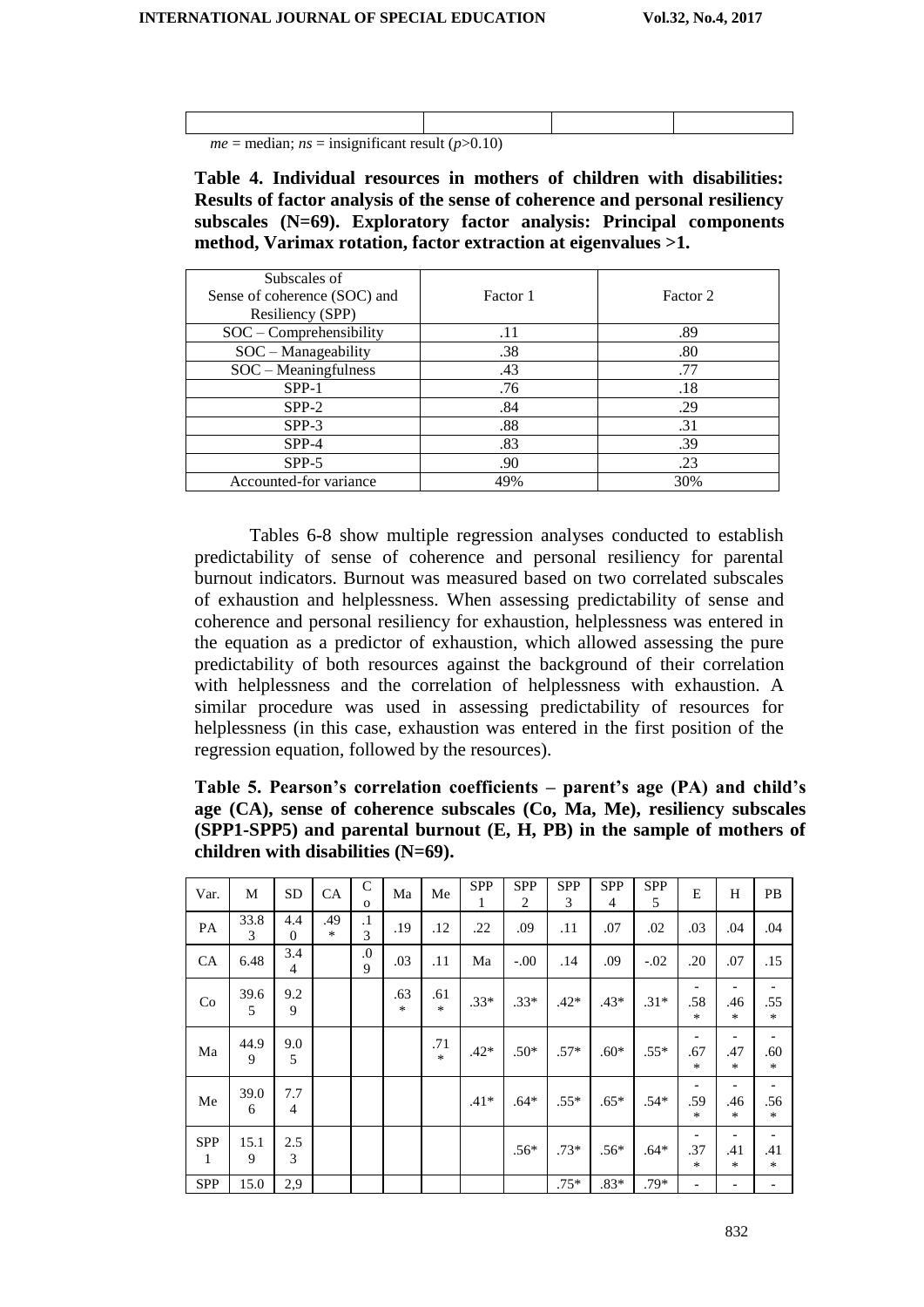| | | | |
|---|---|---|---|

*me* = median; *ns* = insignificant result ($p$>0.10)

**Table 4. Individual resources in mothers of children with disabilities: Results of factor analysis of the sense of coherence and personal resiliency subscales (N=69). Exploratory factor analysis: Principal components method, Varimax rotation, factor extraction at eigenvalues >1.**

| Subscales of Sense of coherence (SOC) and Resiliency (SPP) | Factor 1 | Factor 2 |
|---|---|---|
| SOC – Comprehensibility | .11 | .89 |
| SOC – Manageability | .38 | .80 |
| SOC – Meaningfulness | .43 | .77 |
| SPP-1 | .76 | .18 |
| SPP-2 | .84 | .29 |
| SPP-3 | .88 | .31 |
| SPP-4 | .83 | .39 |
| SPP-5 | .90 | .23 |
| Accounted-for variance | 49% | 30% |

Tables 6-8 show multiple regression analyses conducted to establish predictability of sense of coherence and personal resiliency for parental burnout indicators. Burnout was measured based on two correlated subscales of exhaustion and helplessness. When assessing predictability of sense and coherence and personal resiliency for exhaustion, helplessness was entered in the equation as a predictor of exhaustion, which allowed assessing the pure predictability of both resources against the background of their correlation with helplessness and the correlation of helplessness with exhaustion. A similar procedure was used in assessing predictability of resources for helplessness (in this case, exhaustion was entered in the first position of the regression equation, followed by the resources).

**Table 5. Pearson's correlation coefficients – parent's age (PA) and child's age (CA), sense of coherence subscales (Co, Ma, Me), resiliency subscales (SPP1-SPP5) and parental burnout (E, H, PB) in the sample of mothers of children with disabilities (N=69).**

| Var. | M | SD | CA | Co | Ma | Me | SPP 1 | SPP 2 | SPP 3 | SPP 4 | SPP 5 | E | H | PB |
|---|---|---|---|---|---|---|---|---|---|---|---|---|---|---|
| PA | 33.83 | 4.40 | .49* | .13 | .19 | .12 | .22 | .09 | .11 | .07 | .02 | .03 | .04 | .04 |
| CA | 6.48 | 3.44 | | .09 | .03 | .11 | Ma | -.00 | .14 | .09 | -.02 | .20 | .07 | .15 |
| Co | 39.65 | 9.29 | | | .63* | .61* | .33* | .33* | .42* | .43* | .31* | -.58* | -.46* | -.55* |
| Ma | 44.99 | 9.05 | | | | .71* | .42* | .50* | .57* | .60* | .55* | -.67* | -.47* | -.60* |
| Me | 39.06 | 7.74 | | | | | .41* | .64* | .55* | .65* | .54* | -.59* | -.46* | -.56* |
| SPP 1 | 15.19 | 2.53 | | | | | | .56* | .73* | .56* | .64* | -.37* | -.41* | -.41* |
| SPP | 15.0 | 2,9 | | | | | | | .75* | .83* | .79* | - | - | - |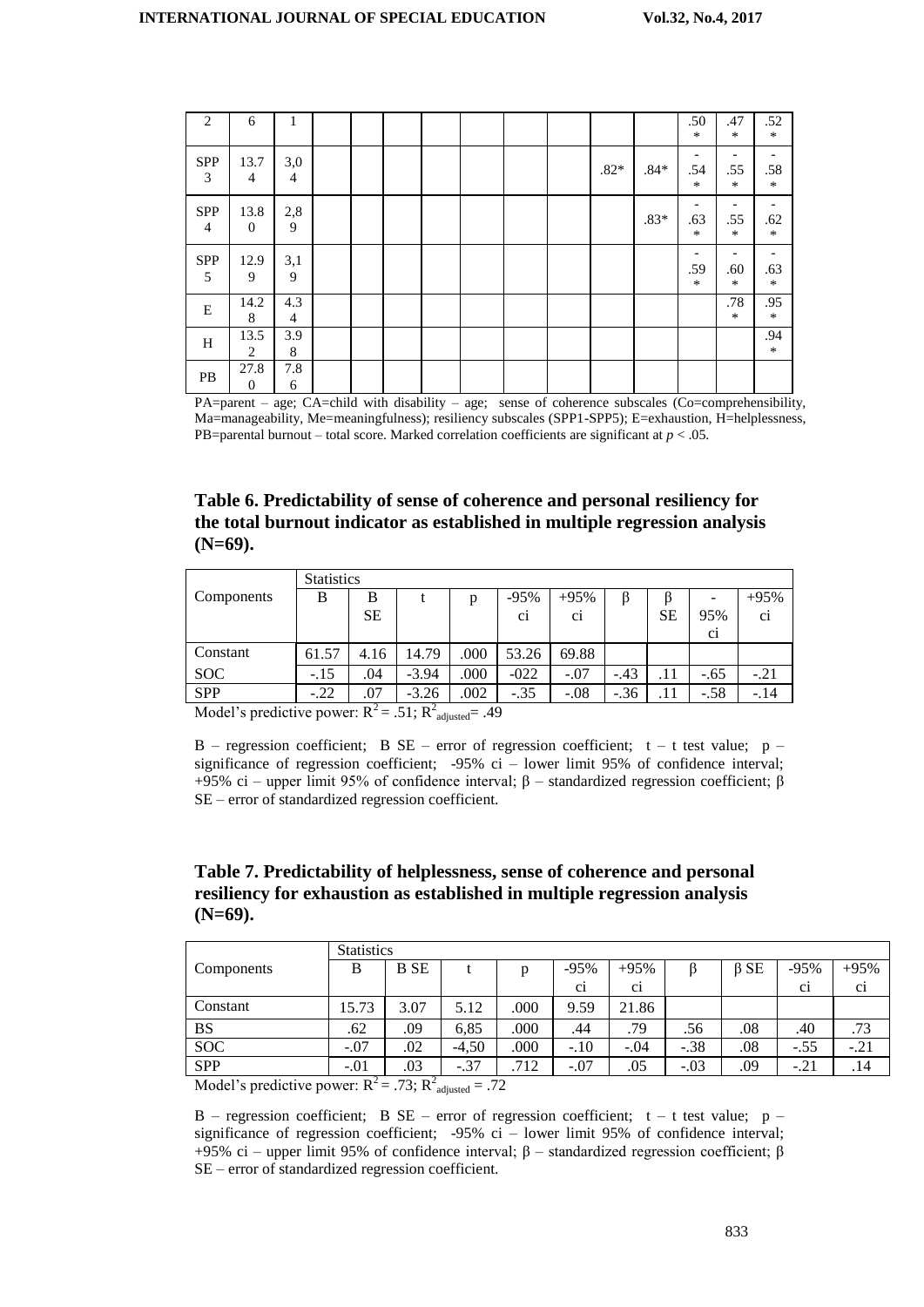| | | | | | | | | | | | | | | | |
|---|---|---|---|---|---|---|---|---|---|---|---|---|---|---|---|
| 2 | 6 | 1 | | | | | | | | | | | .50* | .47* | .52* |
| SPP 3 | 13.74 | 3,04 | | | | | | | | | .82* | .84* | -.54* | -.55* | -.58* |
| SPP 4 | 13.80 | 2,89 | | | | | | | | | | .83* | -.63* | -.55* | -.62* |
| SPP 5 | 12.99 | 3,19 | | | | | | | | | | | -.59* | -.60* | -.63* |
| E | 14.28 | 4.34 | | | | | | | | | | | | .78* | .95* |
| H | 13.52 | 3.98 | | | | | | | | | | | | | .94* |
| PB | 27.80 | 7.86 | | | | | | | | | | | | | |

PA=parent – age; CA=child with disability – age; sense of coherence subscales (Co=comprehensibility, Ma=manageability, Me=meaningfulness); resiliency subscales (SPP1-SPP5); E=exhaustion, H=helplessness, PB=parental burnout – total score. Marked correlation coefficients are significant at $p < .05$.

**Table 6. Predictability of sense of coherence and personal resiliency for the total burnout indicator as established in multiple regression analysis (N=69).**

| Components | Statistics | | | | | | | | | |
|---|---|---|---|---|---|---|---|---|---|---|
| | B | B SE | t | p | -95% ci | +95% ci | β | β SE | -95% ci | +95% ci |
| Constant | 61.57 | 4.16 | 14.79 | .000 | 53.26 | 69.88 | | | | |
| SOC | -.15 | .04 | -3.94 | .000 | -022 | -.07 | -.43 | .11 | -.65 | -.21 |
| SPP | -.22 | .07 | -3.26 | .002 | -.35 | -.08 | -.36 | .11 | -.58 | -.14 |

Model's predictive power: $R^2 = .51$; $R^2_{adjusted} = .49$

B – regression coefficient; B SE – error of regression coefficient; t – t test value; p – significance of regression coefficient; -95% ci – lower limit 95% of confidence interval; +95% ci – upper limit 95% of confidence interval; β – standardized regression coefficient; β SE – error of standardized regression coefficient.

**Table 7. Predictability of helplessness, sense of coherence and personal resiliency for exhaustion as established in multiple regression analysis (N=69).**

| Components | Statistics | | | | | | | | | |
|---|---|---|---|---|---|---|---|---|---|---|
| | B | B SE | t | p | -95% ci | +95% ci | β | β SE | -95% ci | +95% ci |
| Constant | 15.73 | 3.07 | 5.12 | .000 | 9.59 | 21.86 | | | | |
| BS | .62 | .09 | 6,85 | .000 | .44 | .79 | .56 | .08 | .40 | .73 |
| SOC | -.07 | .02 | -4,50 | .000 | -.10 | -.04 | -.38 | .08 | -.55 | -.21 |
| SPP | -.01 | .03 | -.37 | .712 | -.07 | .05 | -.03 | .09 | -.21 | .14 |

Model's predictive power: $R^2 = .73$; $R^2_{adjusted} = .72$

B – regression coefficient; B SE – error of regression coefficient; t – t test value; p – significance of regression coefficient; -95% ci – lower limit 95% of confidence interval; +95% ci – upper limit 95% of confidence interval; β – standardized regression coefficient; β SE – error of standardized regression coefficient.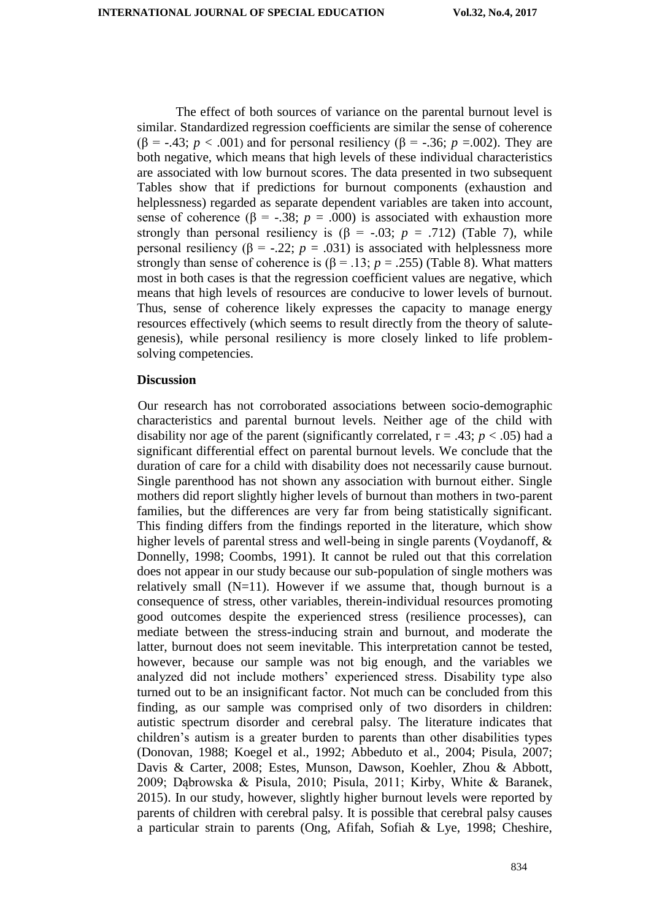The effect of both sources of variance on the parental burnout level is similar. Standardized regression coefficients are similar the sense of coherence ($\beta = -.43$; $p < .001$) and for personal resiliency ($\beta = -.36$; $p = .002$). They are both negative, which means that high levels of these individual characteristics are associated with low burnout scores. The data presented in two subsequent Tables show that if predictions for burnout components (exhaustion and helplessness) regarded as separate dependent variables are taken into account, sense of coherence ($\beta = -.38$; $p = .000$) is associated with exhaustion more strongly than personal resiliency is ($\beta = -.03$; $p = .712$) (Table 7), while personal resiliency ($\beta = -.22$; $p = .031$) is associated with helplessness more strongly than sense of coherence is ($\beta = .13$; $p = .255$) (Table 8). What matters most in both cases is that the regression coefficient values are negative, which means that high levels of resources are conducive to lower levels of burnout. Thus, sense of coherence likely expresses the capacity to manage energy resources effectively (which seems to result directly from the theory of salute-genesis), while personal resiliency is more closely linked to life problem-solving competencies.

**Discussion**

Our research has not corroborated associations between socio-demographic characteristics and parental burnout levels. Neither age of the child with disability nor age of the parent (significantly correlated, $r = .43$; $p < .05$) had a significant differential effect on parental burnout levels. We conclude that the duration of care for a child with disability does not necessarily cause burnout. Single parenthood has not shown any association with burnout either. Single mothers did report slightly higher levels of burnout than mothers in two-parent families, but the differences are very far from being statistically significant. This finding differs from the findings reported in the literature, which show higher levels of parental stress and well-being in single parents (Voydanoff, & Donnelly, 1998; Coombs, 1991). It cannot be ruled out that this correlation does not appear in our study because our sub-population of single mothers was relatively small (N=11). However if we assume that, though burnout is a consequence of stress, other variables, therein-individual resources promoting good outcomes despite the experienced stress (resilience processes), can mediate between the stress-inducing strain and burnout, and moderate the latter, burnout does not seem inevitable. This interpretation cannot be tested, however, because our sample was not big enough, and the variables we analyzed did not include mothers' experienced stress. Disability type also turned out to be an insignificant factor. Not much can be concluded from this finding, as our sample was comprised only of two disorders in children: autistic spectrum disorder and cerebral palsy. The literature indicates that children's autism is a greater burden to parents than other disabilities types (Donovan, 1988; Koegel et al., 1992; Abbeduto et al., 2004; Pisula, 2007; Davis & Carter, 2008; Estes, Munson, Dawson, Koehler, Zhou & Abbott, 2009; Dąbrowska & Pisula, 2010; Pisula, 2011; Kirby, White & Baranek, 2015). In our study, however, slightly higher burnout levels were reported by parents of children with cerebral palsy. It is possible that cerebral palsy causes a particular strain to parents (Ong, Afifah, Sofiah & Lye, 1998; Cheshire,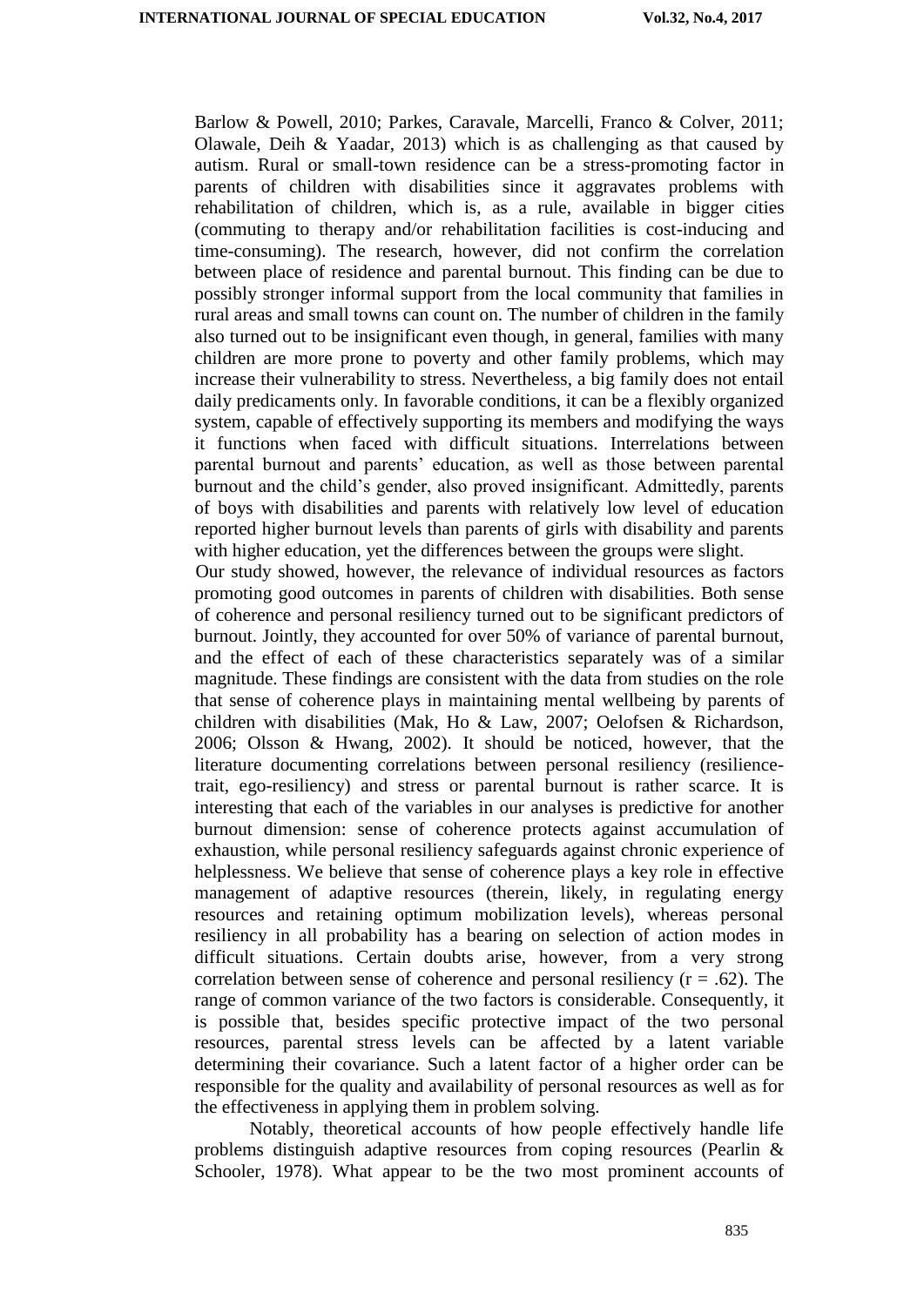Barlow & Powell, 2010; Parkes, Caravale, Marcelli, Franco & Colver, 2011; Olawale, Deih & Yaadar, 2013) which is as challenging as that caused by autism. Rural or small-town residence can be a stress-promoting factor in parents of children with disabilities since it aggravates problems with rehabilitation of children, which is, as a rule, available in bigger cities (commuting to therapy and/or rehabilitation facilities is cost-inducing and time-consuming). The research, however, did not confirm the correlation between place of residence and parental burnout. This finding can be due to possibly stronger informal support from the local community that families in rural areas and small towns can count on. The number of children in the family also turned out to be insignificant even though, in general, families with many children are more prone to poverty and other family problems, which may increase their vulnerability to stress. Nevertheless, a big family does not entail daily predicaments only. In favorable conditions, it can be a flexibly organized system, capable of effectively supporting its members and modifying the ways it functions when faced with difficult situations. Interrelations between parental burnout and parents' education, as well as those between parental burnout and the child's gender, also proved insignificant. Admittedly, parents of boys with disabilities and parents with relatively low level of education reported higher burnout levels than parents of girls with disability and parents with higher education, yet the differences between the groups were slight.

Our study showed, however, the relevance of individual resources as factors promoting good outcomes in parents of children with disabilities. Both sense of coherence and personal resiliency turned out to be significant predictors of burnout. Jointly, they accounted for over 50% of variance of parental burnout, and the effect of each of these characteristics separately was of a similar magnitude. These findings are consistent with the data from studies on the role that sense of coherence plays in maintaining mental wellbeing by parents of children with disabilities (Mak, Ho & Law, 2007; Oelofsen & Richardson, 2006; Olsson & Hwang, 2002). It should be noticed, however, that the literature documenting correlations between personal resiliency (resilience-trait, ego-resiliency) and stress or parental burnout is rather scarce. It is interesting that each of the variables in our analyses is predictive for another burnout dimension: sense of coherence protects against accumulation of exhaustion, while personal resiliency safeguards against chronic experience of helplessness. We believe that sense of coherence plays a key role in effective management of adaptive resources (therein, likely, in regulating energy resources and retaining optimum mobilization levels), whereas personal resiliency in all probability has a bearing on selection of action modes in difficult situations. Certain doubts arise, however, from a very strong correlation between sense of coherence and personal resiliency ($r = .62$). The range of common variance of the two factors is considerable. Consequently, it is possible that, besides specific protective impact of the two personal resources, parental stress levels can be affected by a latent variable determining their covariance. Such a latent factor of a higher order can be responsible for the quality and availability of personal resources as well as for the effectiveness in applying them in problem solving.

Notably, theoretical accounts of how people effectively handle life problems distinguish adaptive resources from coping resources (Pearlin & Schooler, 1978). What appear to be the two most prominent accounts of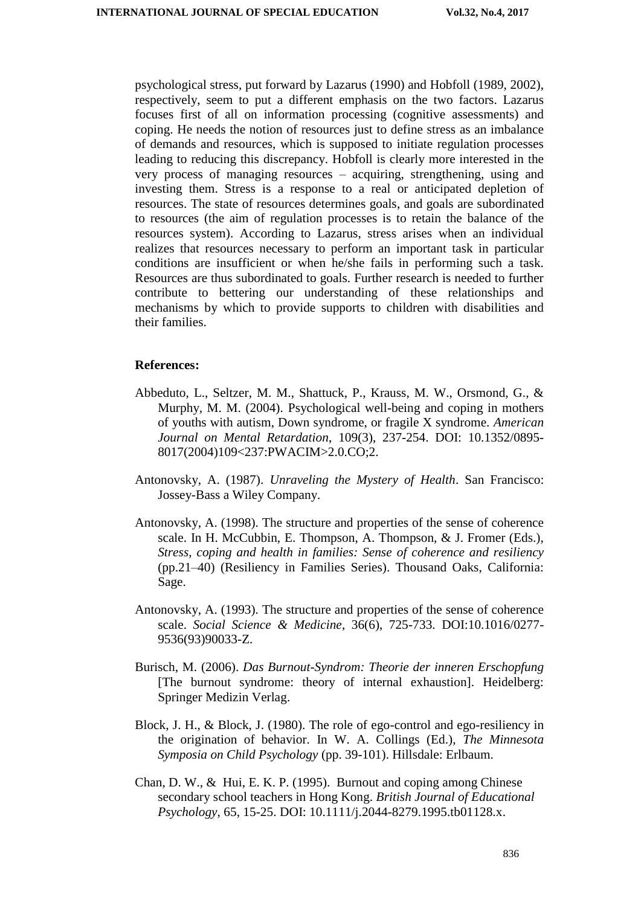psychological stress, put forward by Lazarus (1990) and Hobfoll (1989, 2002), respectively, seem to put a different emphasis on the two factors. Lazarus focuses first of all on information processing (cognitive assessments) and coping. He needs the notion of resources just to define stress as an imbalance of demands and resources, which is supposed to initiate regulation processes leading to reducing this discrepancy. Hobfoll is clearly more interested in the very process of managing resources – acquiring, strengthening, using and investing them. Stress is a response to a real or anticipated depletion of resources. The state of resources determines goals, and goals are subordinated to resources (the aim of regulation processes is to retain the balance of the resources system). According to Lazarus, stress arises when an individual realizes that resources necessary to perform an important task in particular conditions are insufficient or when he/she fails in performing such a task. Resources are thus subordinated to goals. Further research is needed to further contribute to bettering our understanding of these relationships and mechanisms by which to provide supports to children with disabilities and their families.

**References:**

Abbeduto, L., Seltzer, M. M., Shattuck, P., Krauss, M. W., Orsmond, G., & Murphy, M. M. (2004). Psychological well-being and coping in mothers of youths with autism, Down syndrome, or fragile X syndrome. *American Journal on Mental Retardation*, 109(3), 237-254. DOI: 10.1352/0895-8017(2004)109<237:PWACIM>2.0.CO;2.

Antonovsky, A. (1987). *Unraveling the Mystery of Health*. San Francisco: Jossey-Bass a Wiley Company.

Antonovsky, A. (1998). The structure and properties of the sense of coherence scale. In H. McCubbin, E. Thompson, A. Thompson, & J. Fromer (Eds.), *Stress, coping and health in families: Sense of coherence and resiliency* (pp.21–40) (Resiliency in Families Series). Thousand Oaks, California: Sage.

Antonovsky, A. (1993). The structure and properties of the sense of coherence scale. *Social Science & Medicine*, 36(6), 725-733. DOI:10.1016/0277-9536(93)90033-Z.

Burisch, M. (2006). *Das Burnout-Syndrom: Theorie der inneren Erschopfung* [The burnout syndrome: theory of internal exhaustion]. Heidelberg: Springer Medizin Verlag.

Block, J. H., & Block, J. (1980). The role of ego-control and ego-resiliency in the origination of behavior. In W. A. Collings (Ed.), *The Minnesota Symposia on Child Psychology* (pp. 39-101). Hillsdale: Erlbaum.

Chan, D. W., & Hui, E. K. P. (1995). Burnout and coping among Chinese secondary school teachers in Hong Kong. *British Journal of Educational Psychology*, 65, 15-25. DOI: 10.1111/j.2044-8279.1995.tb01128.x.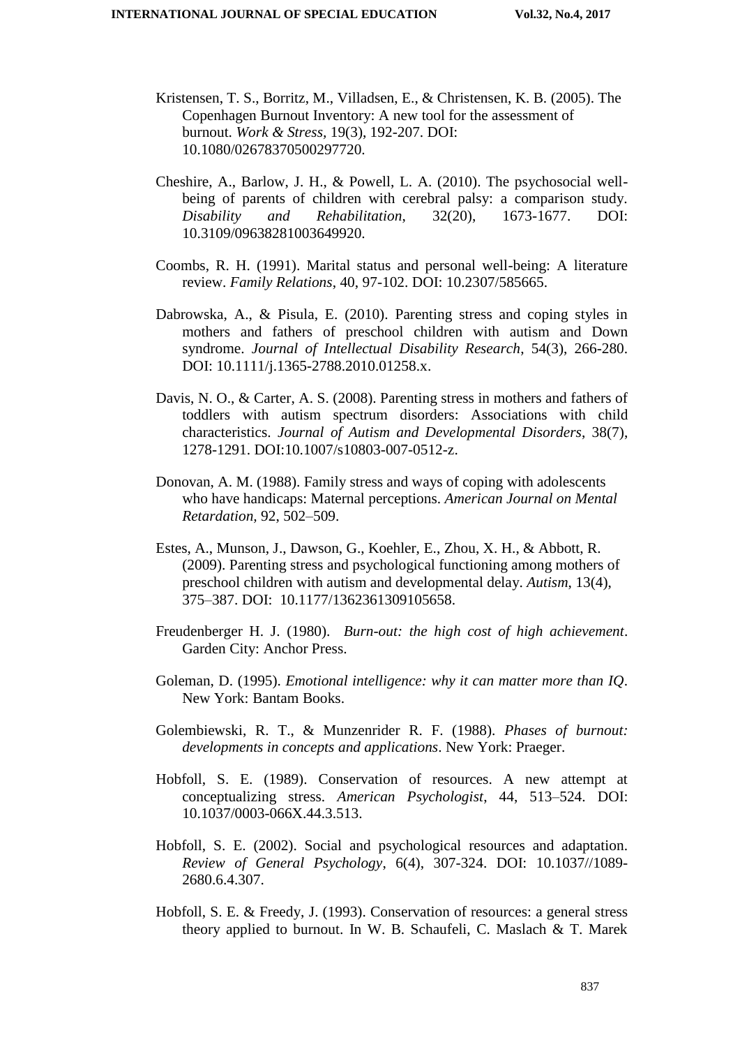Kristensen, T. S., Borritz, M., Villadsen, E., & Christensen, K. B. (2005). The Copenhagen Burnout Inventory: A new tool for the assessment of burnout. *Work & Stress*, 19(3), 192-207. DOI: 10.1080/02678370500297720.

Cheshire, A., Barlow, J. H., & Powell, L. A. (2010). The psychosocial well-being of parents of children with cerebral palsy: a comparison study. *Disability and Rehabilitation*, 32(20), 1673-1677. DOI: 10.3109/09638281003649920.

Coombs, R. H. (1991). Marital status and personal well-being: A literature review. *Family Relations*, 40, 97-102. DOI: 10.2307/585665.

Dabrowska, A., & Pisula, E. (2010). Parenting stress and coping styles in mothers and fathers of preschool children with autism and Down syndrome. *Journal of Intellectual Disability Research*, 54(3), 266-280. DOI: 10.1111/j.1365-2788.2010.01258.x.

Davis, N. O., & Carter, A. S. (2008). Parenting stress in mothers and fathers of toddlers with autism spectrum disorders: Associations with child characteristics. *Journal of Autism and Developmental Disorders*, 38(7), 1278-1291. DOI:10.1007/s10803-007-0512-z.

Donovan, A. M. (1988). Family stress and ways of coping with adolescents who have handicaps: Maternal perceptions. *American Journal on Mental Retardation,* 92, 502–509.

Estes, A., Munson, J., Dawson, G., Koehler, E., Zhou, X. H., & Abbott, R. (2009). Parenting stress and psychological functioning among mothers of preschool children with autism and developmental delay. *Autism*, 13(4), 375–387. DOI: 10.1177/1362361309105658.

Freudenberger H. J. (1980). *Burn-out: the high cost of high achievement*. Garden City: Anchor Press.

Goleman, D. (1995). *Emotional intelligence: why it can matter more than IQ*. New York: Bantam Books.

Golembiewski, R. T., & Munzenrider R. F. (1988). *Phases of burnout: developments in concepts and applications*. New York: Praeger.

Hobfoll, S. E. (1989). Conservation of resources. A new attempt at conceptualizing stress. *American Psychologist*, 44, 513–524. DOI: 10.1037/0003-066X.44.3.513.

Hobfoll, S. E. (2002). Social and psychological resources and adaptation. *Review of General Psychology*, 6(4), 307-324. DOI: 10.1037//1089-2680.6.4.307.

Hobfoll, S. E. & Freedy, J. (1993). Conservation of resources: a general stress theory applied to burnout. In W. B. Schaufeli, C. Maslach & T. Marek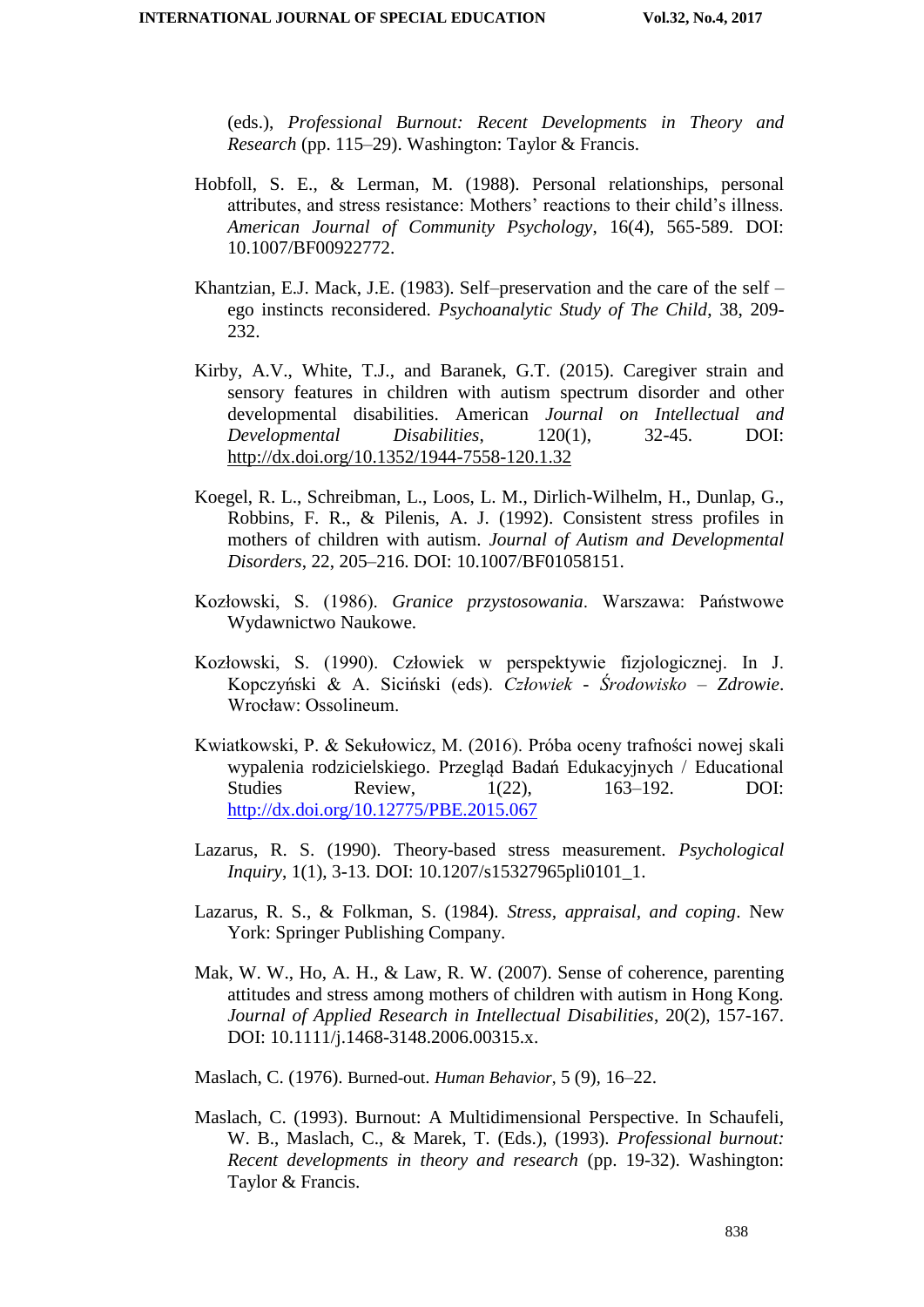(eds.), *Professional Burnout: Recent Developments in Theory and Research* (pp. 115–29). Washington: Taylor & Francis.

Hobfoll, S. E., & Lerman, M. (1988). Personal relationships, personal attributes, and stress resistance: Mothers' reactions to their child's illness. *American Journal of Community Psychology*, 16(4), 565-589. DOI: 10.1007/BF00922772.

Khantzian, E.J. Mack, J.E. (1983). Self–preservation and the care of the self – ego instincts reconsidered. *Psychoanalytic Study of The Child*, 38, 209-232.

Kirby, A.V., White, T.J., and Baranek, G.T. (2015). Caregiver strain and sensory features in children with autism spectrum disorder and other developmental disabilities. American *Journal on Intellectual and Developmental Disabilities*, 120(1), 32-45. DOI: http://dx.doi.org/10.1352/1944-7558-120.1.32

Koegel, R. L., Schreibman, L., Loos, L. M., Dirlich-Wilhelm, H., Dunlap, G., Robbins, F. R., & Pilenis, A. J. (1992). Consistent stress profiles in mothers of children with autism. *Journal of Autism and Developmental Disorders*, 22, 205–216. DOI: 10.1007/BF01058151.

Kozłowski, S. (1986). *Granice przystosowania*. Warszawa: Państwowe Wydawnictwo Naukowe.

Kozłowski, S. (1990). Człowiek w perspektywie fizjologicznej. In J. Kopczyński & A. Siciński (eds). *Człowiek - Środowisko – Zdrowie*. Wrocław: Ossolineum.

Kwiatkowski, P. & Sekułowicz, M. (2016). Próba oceny trafności nowej skali wypalenia rodzicielskiego. Przegląd Badań Edukacyjnych / Educational Studies Review, 1(22), 163–192. DOI: http://dx.doi.org/10.12775/PBE.2015.067

Lazarus, R. S. (1990). Theory-based stress measurement. *Psychological Inquiry*, 1(1), 3-13. DOI: 10.1207/s15327965pli0101_1.

Lazarus, R. S., & Folkman, S. (1984). *Stress, appraisal, and coping*. New York: Springer Publishing Company.

Mak, W. W., Ho, A. H., & Law, R. W. (2007). Sense of coherence, parenting attitudes and stress among mothers of children with autism in Hong Kong. *Journal of Applied Research in Intellectual Disabilities*, 20(2), 157-167. DOI: 10.1111/j.1468-3148.2006.00315.x.

Maslach, C. (1976). Burned-out. *Human Behavior*, 5 (9), 16–22.

Maslach, C. (1993). Burnout: A Multidimensional Perspective. In Schaufeli, W. B., Maslach, C., & Marek, T. (Eds.), (1993). *Professional burnout: Recent developments in theory and research* (pp. 19-32). Washington: Taylor & Francis.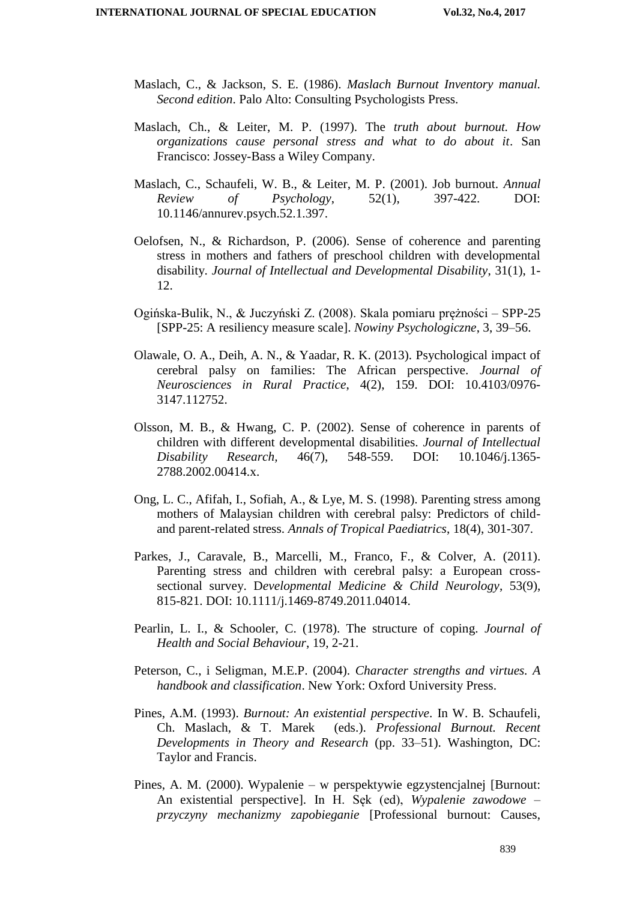Maslach, C., & Jackson, S. E. (1986). *Maslach Burnout Inventory manual. Second edition*. Palo Alto: Consulting Psychologists Press.

Maslach, Ch., & Leiter, M. P. (1997). The *truth about burnout. How organizations cause personal stress and what to do about it*. San Francisco: Jossey-Bass a Wiley Company.

Maslach, C., Schaufeli, W. B., & Leiter, M. P. (2001). Job burnout. *Annual Review of Psychology*, 52(1), 397-422. DOI: 10.1146/annurev.psych.52.1.397.

Oelofsen, N., & Richardson, P. (2006). Sense of coherence and parenting stress in mothers and fathers of preschool children with developmental disability. *Journal of Intellectual and Developmental Disability*, 31(1), 1-12.

Ogińska-Bulik, N., & Juczyński Z. (2008). Skala pomiaru prężności – SPP-25 [SPP-25: A resiliency measure scale]. *Nowiny Psychologiczne*, 3, 39–56.

Olawale, O. A., Deih, A. N., & Yaadar, R. K. (2013). Psychological impact of cerebral palsy on families: The African perspective. *Journal of Neurosciences in Rural Practice*, 4(2), 159. DOI: 10.4103/0976-3147.112752.

Olsson, M. B., & Hwang, C. P. (2002). Sense of coherence in parents of children with different developmental disabilities. *Journal of Intellectual Disability Research*, 46(7), 548-559. DOI: 10.1046/j.1365-2788.2002.00414.x.

Ong, L. C., Afifah, I., Sofiah, A., & Lye, M. S. (1998). Parenting stress among mothers of Malaysian children with cerebral palsy: Predictors of child- and parent-related stress. *Annals of Tropical Paediatrics*, 18(4), 301-307.

Parkes, J., Caravale, B., Marcelli, M., Franco, F., & Colver, A. (2011). Parenting stress and children with cerebral palsy: a European cross-sectional survey. D*evelopmental Medicine & Child Neurology*, 53(9), 815-821. DOI: 10.1111/j.1469-8749.2011.04014.

Pearlin, L. I., & Schooler, C. (1978). The structure of coping. *Journal of Health and Social Behaviour*, 19, 2-21.

Peterson, C., i Seligman, M.E.P. (2004). *Character strengths and virtues. A handbook and classification*. New York: Oxford University Press.

Pines, A.M. (1993). *Burnout: An existential perspective*. In W. B. Schaufeli, Ch. Maslach, & T. Marek (eds.). *Professional Burnout. Recent Developments in Theory and Research* (pp. 33–51). Washington, DC: Taylor and Francis.

Pines, A. M. (2000). Wypalenie – w perspektywie egzystencjalnej [Burnout: An existential perspective]. In H. Sęk (ed), *Wypalenie zawodowe – przyczyny mechanizmy zapobieganie* [Professional burnout: Causes,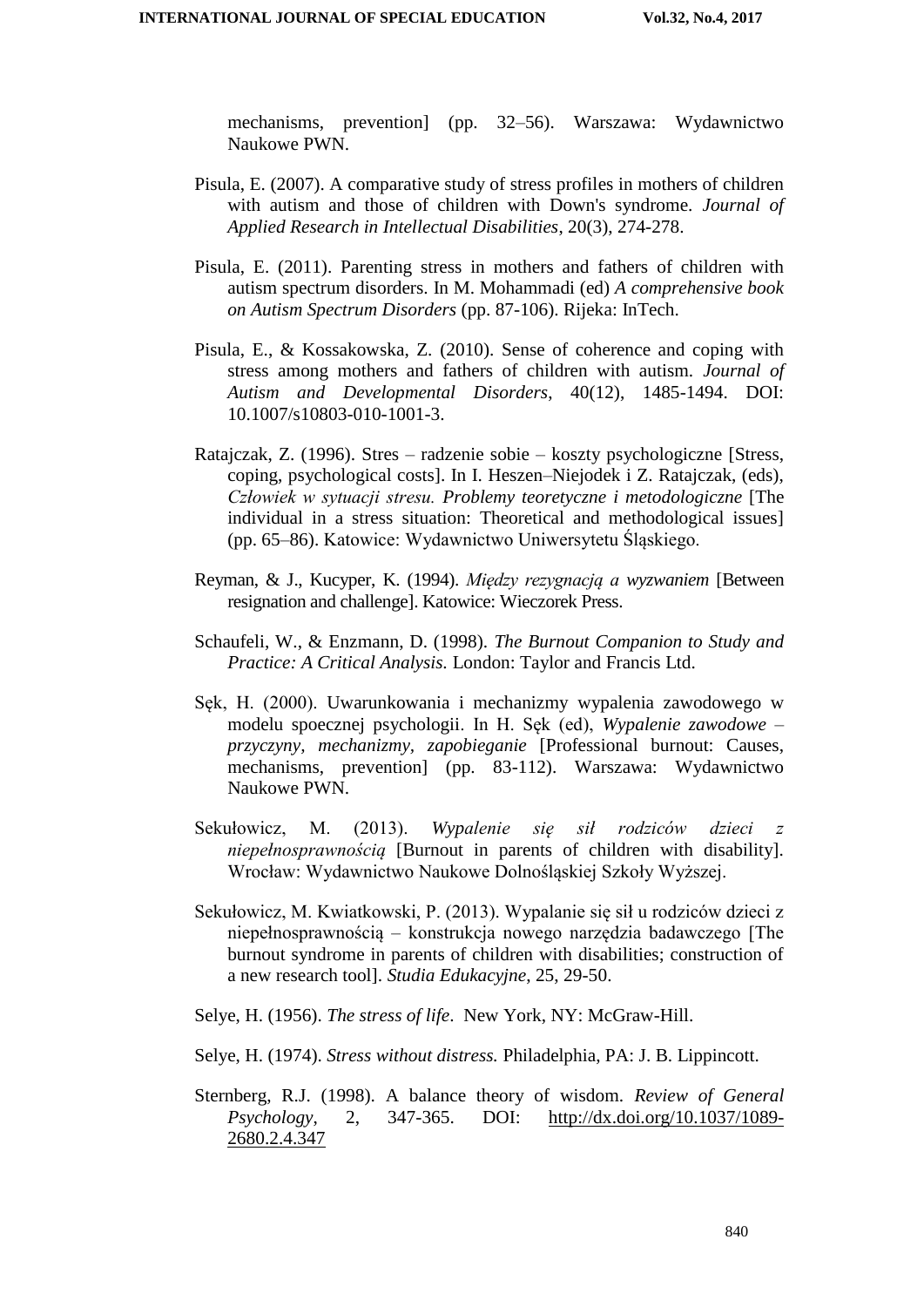mechanisms, prevention] (pp. 32–56). Warszawa: Wydawnictwo Naukowe PWN.

Pisula, E. (2007). A comparative study of stress profiles in mothers of children with autism and those of children with Down's syndrome. *Journal of Applied Research in Intellectual Disabilities*, 20(3), 274-278.

Pisula, E. (2011). Parenting stress in mothers and fathers of children with autism spectrum disorders. In M. Mohammadi (ed) *A comprehensive book on Autism Spectrum Disorders* (pp. 87-106). Rijeka: InTech.

Pisula, E., & Kossakowska, Z. (2010). Sense of coherence and coping with stress among mothers and fathers of children with autism. *Journal of Autism and Developmental Disorders*, 40(12), 1485-1494. DOI: 10.1007/s10803-010-1001-3.

Ratajczak, Z. (1996). Stres – radzenie sobie – koszty psychologiczne [Stress, coping, psychological costs]. In I. Heszen–Niejodek i Z. Ratajczak, (eds), *Człowiek w sytuacji stresu. Problemy teoretyczne i metodologiczne* [The individual in a stress situation: Theoretical and methodological issues] (pp. 65–86). Katowice: Wydawnictwo Uniwersytetu Śląskiego.

Reyman, & J., Kucyper, K. (1994). *Między rezygnacją a wyzwaniem* [Between resignation and challenge]. Katowice: Wieczorek Press.

Schaufeli, W., & Enzmann, D. (1998). *The Burnout Companion to Study and Practice: A Critical Analysis.* London: Taylor and Francis Ltd.

Sęk, H. (2000). Uwarunkowania i mechanizmy wypalenia zawodowego w modelu spoecznej psychologii. In H. Sęk (ed), *Wypalenie zawodowe – przyczyny, mechanizmy, zapobieganie* [Professional burnout: Causes, mechanisms, prevention] (pp. 83-112). Warszawa: Wydawnictwo Naukowe PWN.

Sekułowicz, M. (2013). *Wypalenie się sił rodziców dzieci z niepełnosprawnością* [Burnout in parents of children with disability]. Wrocław: Wydawnictwo Naukowe Dolnośląskiej Szkoły Wyższej.

Sekułowicz, M. Kwiatkowski, P. (2013). Wypalanie się sił u rodziców dzieci z niepełnosprawnością – konstrukcja nowego narzędzia badawczego [The burnout syndrome in parents of children with disabilities; construction of a new research tool]. *Studia Edukacyjne*, 25, 29-50.

Selye, H. (1956). *The stress of life*. New York, NY: McGraw-Hill.

Selye, H. (1974). *Stress without distress.* Philadelphia, PA: J. B. Lippincott.

Sternberg, R.J. (1998). A balance theory of wisdom. *Review of General Psychology*, 2, 347-365. DOI: http://dx.doi.org/10.1037/1089-2680.2.4.347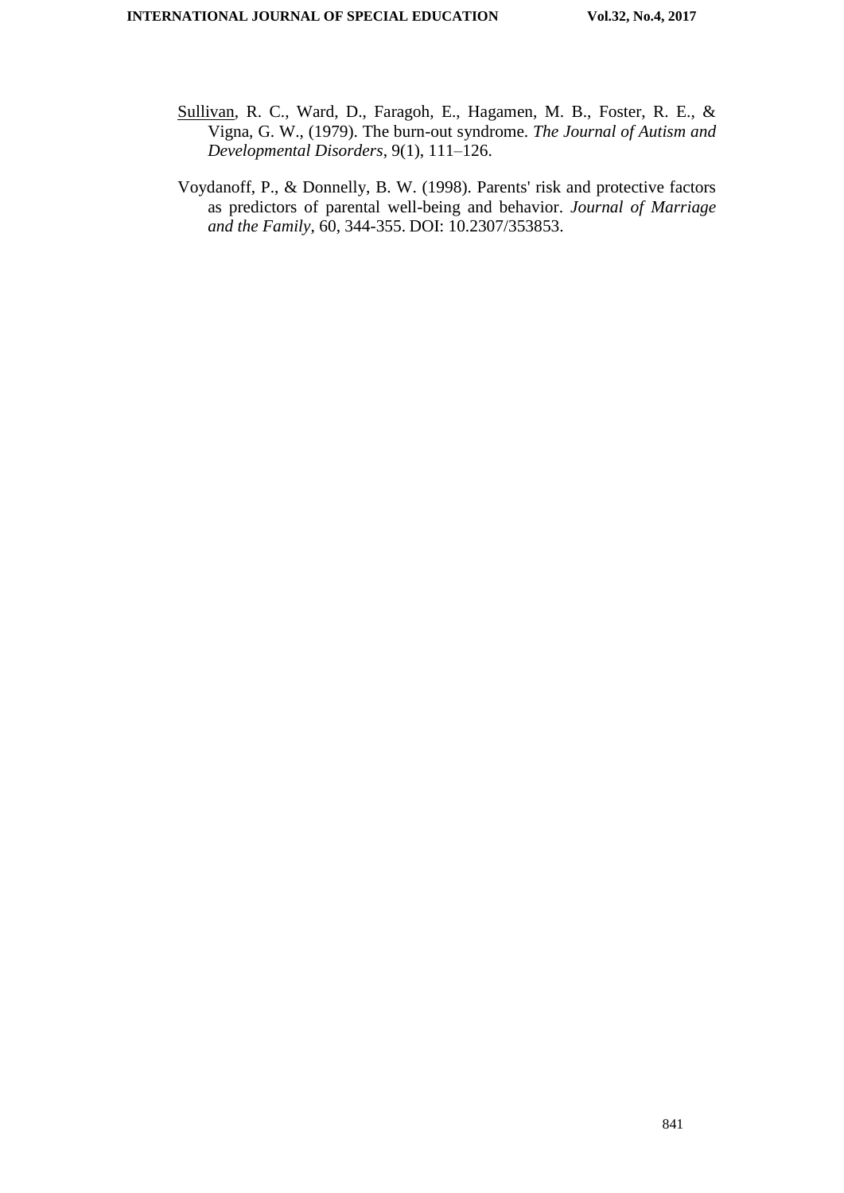Sullivan, R. C., Ward, D., Faragoh, E., Hagamen, M. B., Foster, R. E., & Vigna, G. W., (1979). The burn-out syndrome. *The Journal of Autism and Developmental Disorders*, 9(1), 111–126.

Voydanoff, P., & Donnelly, B. W. (1998). Parents' risk and protective factors as predictors of parental well-being and behavior. *Journal of Marriage and the Family*, 60, 344-355. DOI: 10.2307/353853.